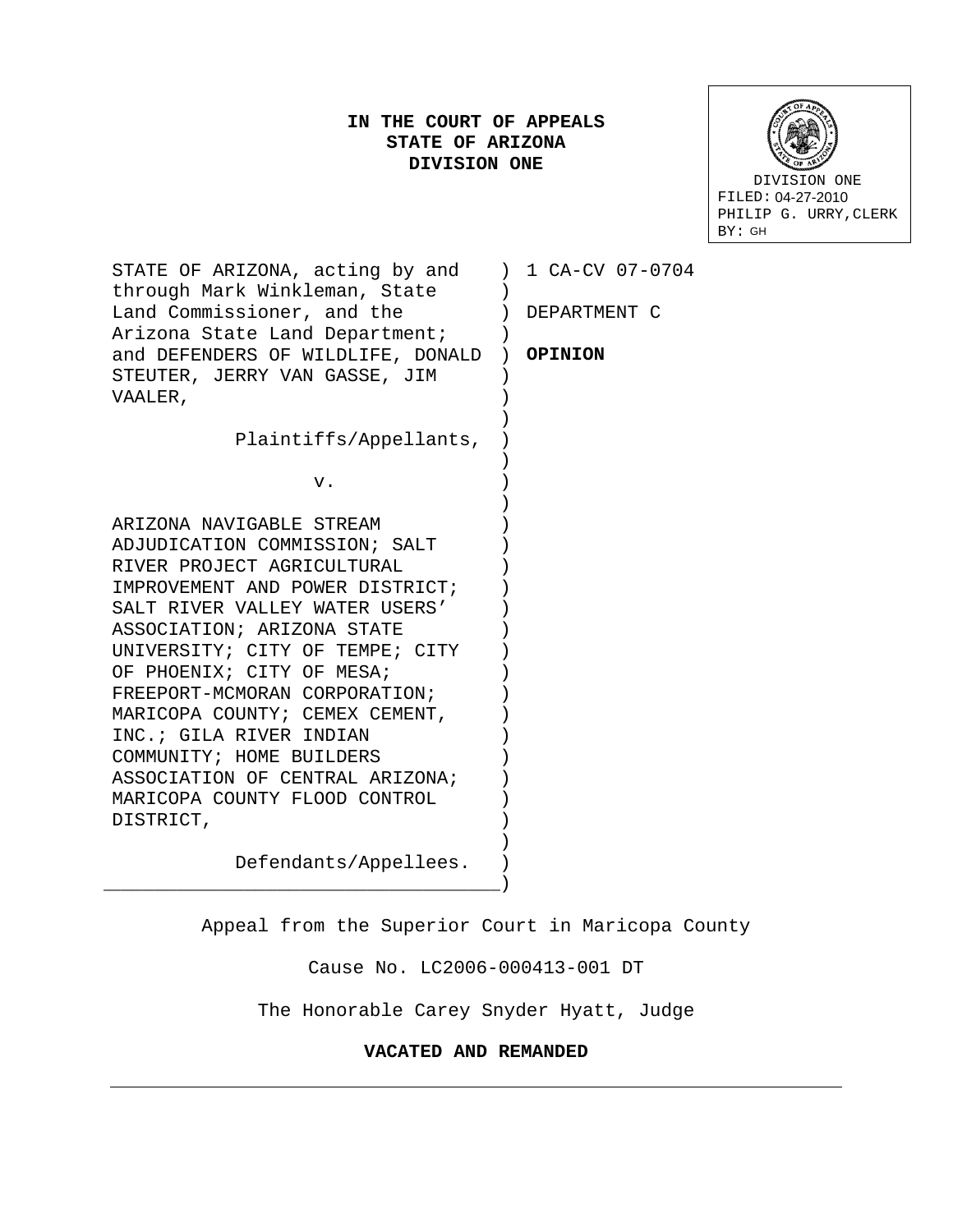**IN THE COURT OF APPEALS**
**STATE OF ARIZONA**
**DIVISION ONE**

DIVISION ONE
FILED: 04-27-2010
PHILIP G. URRY, CLERK
BY: GH

STATE OF ARIZONA, acting by and through Mark Winkleman, State Land Commissioner, and the Arizona State Land Department; and DEFENDERS OF WILDLIFE, DONALD STEUTER, JERRY VAN GASSE, JIM VAALER,

Plaintiffs/Appellants,

v.

ARIZONA NAVIGABLE STREAM ADJUDICATION COMMISSION; SALT RIVER PROJECT AGRICULTURAL IMPROVEMENT AND POWER DISTRICT; SALT RIVER VALLEY WATER USERS' ASSOCIATION; ARIZONA STATE UNIVERSITY; CITY OF TEMPE; CITY OF PHOENIX; CITY OF MESA; FREEPORT-MCMORAN CORPORATION; MARICOPA COUNTY; CEMEX CEMENT, INC.; GILA RIVER INDIAN COMMUNITY; HOME BUILDERS ASSOCIATION OF CENTRAL ARIZONA; MARICOPA COUNTY FLOOD CONTROL DISTRICT,

Defendants/Appellees.

1 CA-CV 07-0704

DEPARTMENT C

**OPINION**

Appeal from the Superior Court in Maricopa County

Cause No. LC2006-000413-001 DT

The Honorable Carey Snyder Hyatt, Judge

**VACATED AND REMANDED**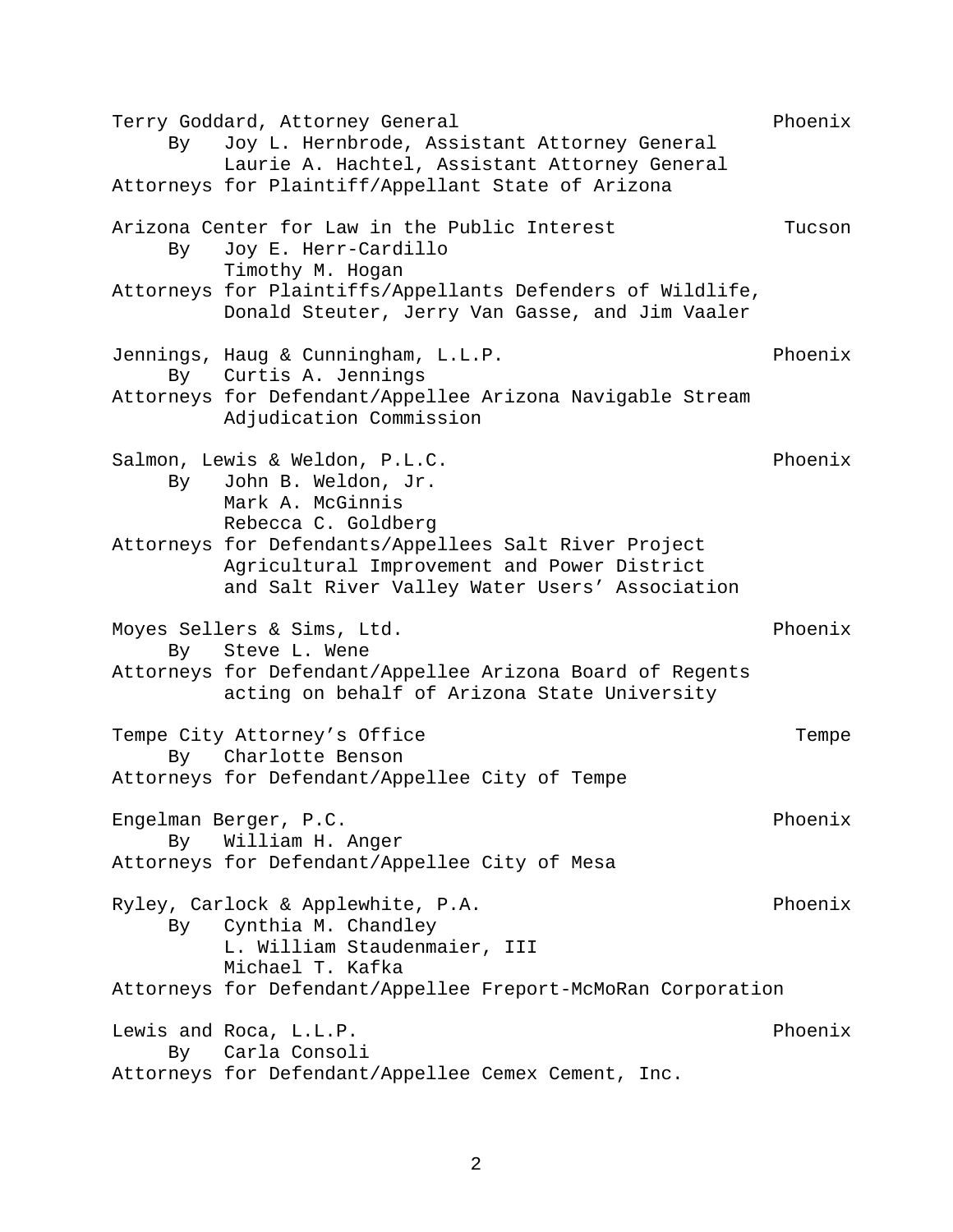Terry Goddard, Attorney General — Phoenix
By Joy L. Hernbrode, Assistant Attorney General
Laurie A. Hachtel, Assistant Attorney General
Attorneys for Plaintiff/Appellant State of Arizona

Arizona Center for Law in the Public Interest — Tucson
By Joy E. Herr-Cardillo
Timothy M. Hogan
Attorneys for Plaintiffs/Appellants Defenders of Wildlife, Donald Steuter, Jerry Van Gasse, and Jim Vaaler

Jennings, Haug & Cunningham, L.L.P. — Phoenix
By Curtis A. Jennings
Attorneys for Defendant/Appellee Arizona Navigable Stream Adjudication Commission

Salmon, Lewis & Weldon, P.L.C. — Phoenix
By John B. Weldon, Jr.
Mark A. McGinnis
Rebecca C. Goldberg
Attorneys for Defendants/Appellees Salt River Project Agricultural Improvement and Power District and Salt River Valley Water Users' Association

Moyes Sellers & Sims, Ltd. — Phoenix
By Steve L. Wene
Attorneys for Defendant/Appellee Arizona Board of Regents acting on behalf of Arizona State University

Tempe City Attorney's Office — Tempe
By Charlotte Benson
Attorneys for Defendant/Appellee City of Tempe

Engelman Berger, P.C. — Phoenix
By William H. Anger
Attorneys for Defendant/Appellee City of Mesa

Ryley, Carlock & Applewhite, P.A. — Phoenix
By Cynthia M. Chandley
L. William Staudenmaier, III
Michael T. Kafka
Attorneys for Defendant/Appellee Freport-McMoRan Corporation

Lewis and Roca, L.L.P. — Phoenix
By Carla Consoli
Attorneys for Defendant/Appellee Cemex Cement, Inc.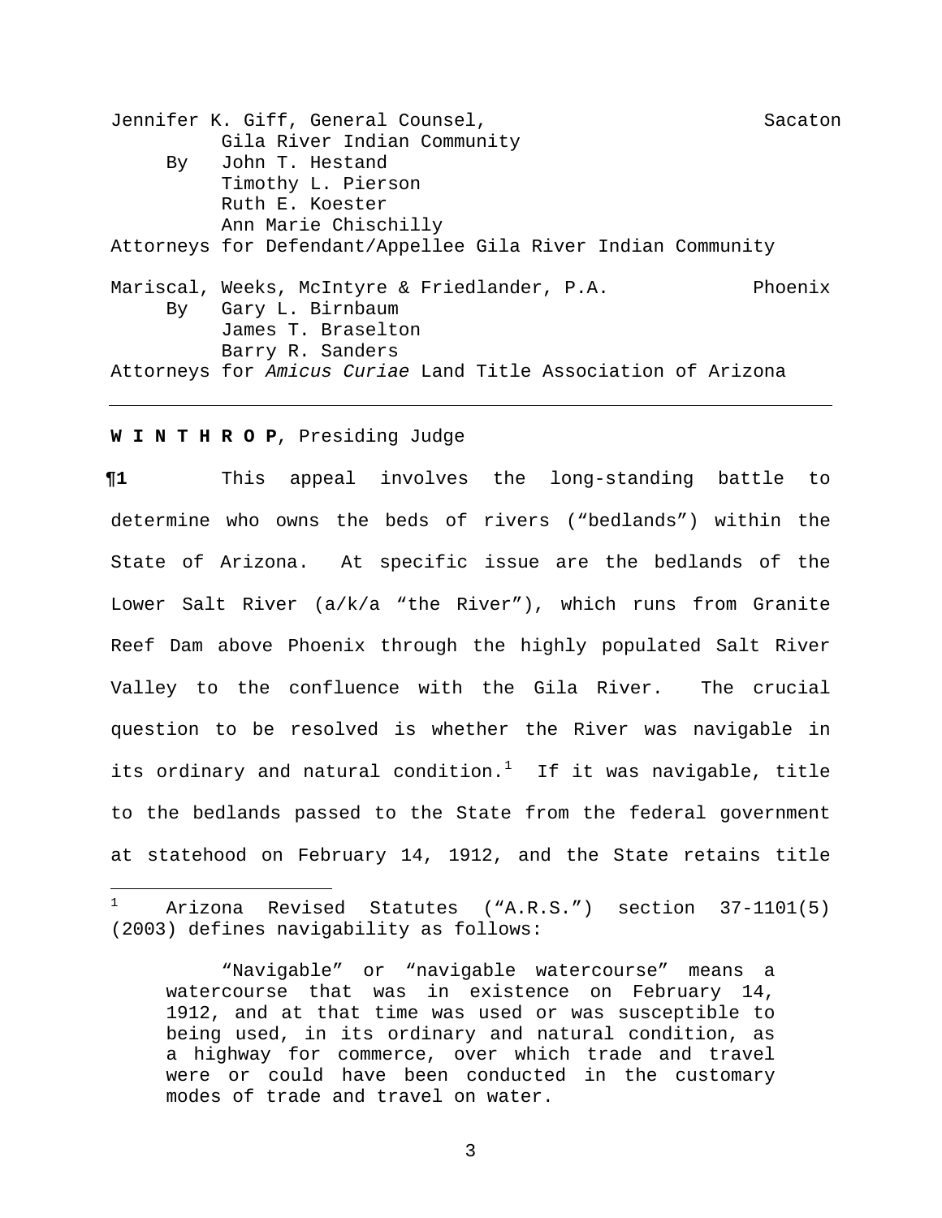Jennifer K. Giff, General Counsel, Sacaton
Gila River Indian Community
By John T. Hestand
Timothy L. Pierson
Ruth E. Koester
Ann Marie Chischilly
Attorneys for Defendant/Appellee Gila River Indian Community

Mariscal, Weeks, McIntyre & Friedlander, P.A. Phoenix
By Gary L. Birnbaum
James T. Braselton
Barry R. Sanders
Attorneys for *Amicus Curiae* Land Title Association of Arizona

---

**W I N T H R O P**, Presiding Judge

**¶1** This appeal involves the long-standing battle to determine who owns the beds of rivers ("bedlands") within the State of Arizona. At specific issue are the bedlands of the Lower Salt River (a/k/a "the River"), which runs from Granite Reef Dam above Phoenix through the highly populated Salt River Valley to the confluence with the Gila River. The crucial question to be resolved is whether the River was navigable in its ordinary and natural condition.[1] If it was navigable, title to the bedlands passed to the State from the federal government at statehood on February 14, 1912, and the State retains title

---

[1] Arizona Revised Statutes ("A.R.S.") section 37-1101(5) (2003) defines navigability as follows:

> "Navigable" or "navigable watercourse" means a watercourse that was in existence on February 14, 1912, and at that time was used or was susceptible to being used, in its ordinary and natural condition, as a highway for commerce, over which trade and travel were or could have been conducted in the customary modes of trade and travel on water.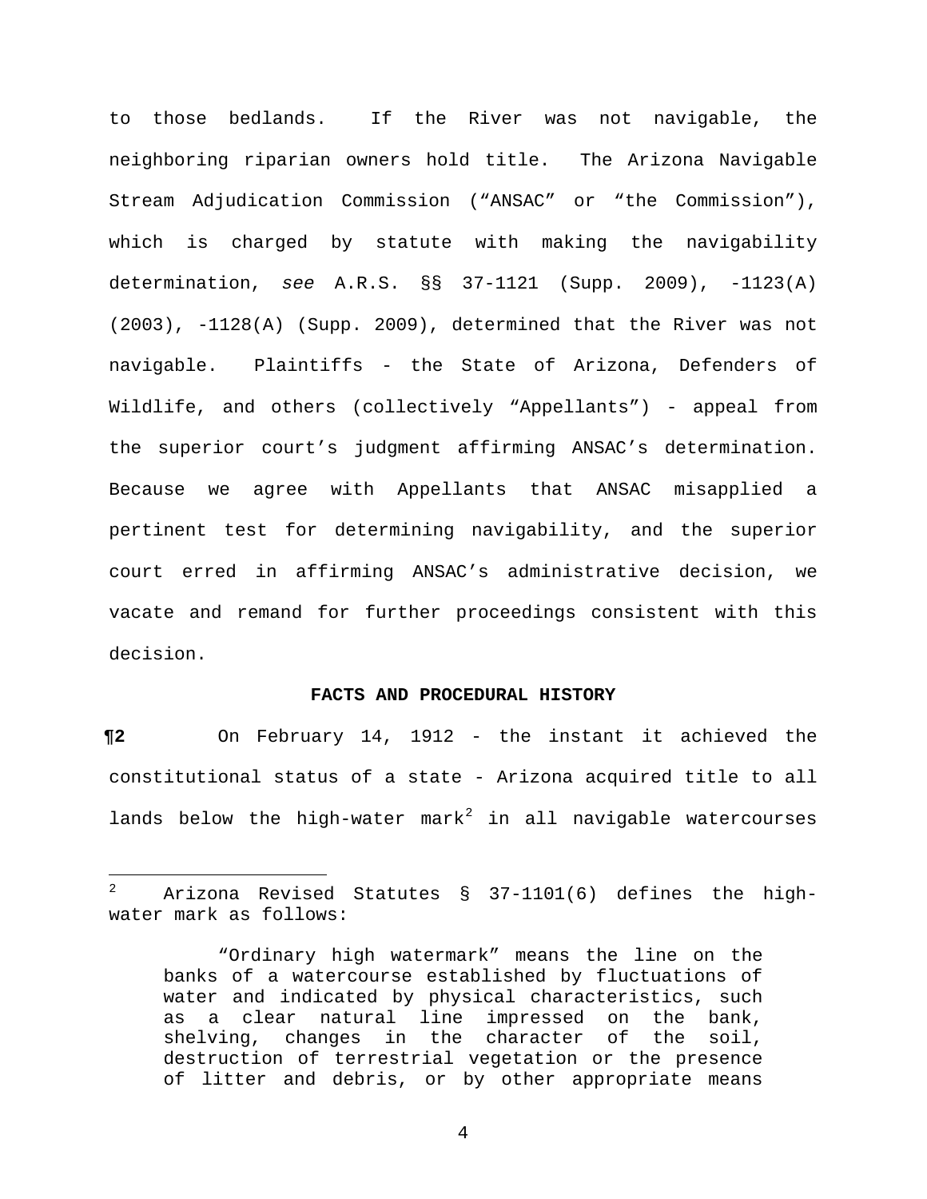to those bedlands. If the River was not navigable, the neighboring riparian owners hold title. The Arizona Navigable Stream Adjudication Commission ("ANSAC" or "the Commission"), which is charged by statute with making the navigability determination, *see* A.R.S. §§ 37-1121 (Supp. 2009), -1123(A) (2003), -1128(A) (Supp. 2009), determined that the River was not navigable. Plaintiffs - the State of Arizona, Defenders of Wildlife, and others (collectively "Appellants") - appeal from the superior court's judgment affirming ANSAC's determination. Because we agree with Appellants that ANSAC misapplied a pertinent test for determining navigability, and the superior court erred in affirming ANSAC's administrative decision, we vacate and remand for further proceedings consistent with this decision.

**FACTS AND PROCEDURAL HISTORY**

**¶2** On February 14, 1912 - the instant it achieved the constitutional status of a state - Arizona acquired title to all lands below the high-water mark[2] in all navigable watercourses

---

[2] Arizona Revised Statutes § 37-1101(6) defines the high-water mark as follows:

> "Ordinary high watermark" means the line on the banks of a watercourse established by fluctuations of water and indicated by physical characteristics, such as a clear natural line impressed on the bank, shelving, changes in the character of the soil, destruction of terrestrial vegetation or the presence of litter and debris, or by other appropriate means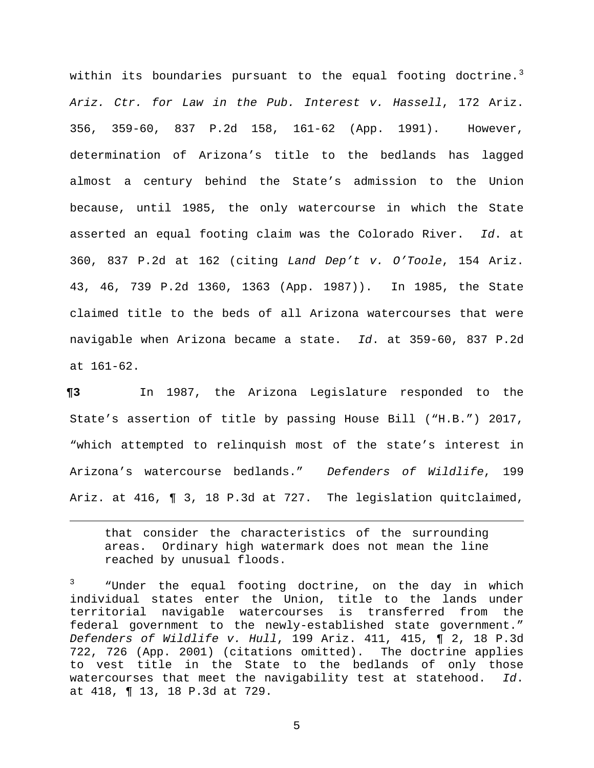within its boundaries pursuant to the equal footing doctrine.[3] *Ariz. Ctr. for Law in the Pub. Interest v. Hassell*, 172 Ariz. 356, 359-60, 837 P.2d 158, 161-62 (App. 1991). However, determination of Arizona's title to the bedlands has lagged almost a century behind the State's admission to the Union because, until 1985, the only watercourse in which the State asserted an equal footing claim was the Colorado River. *Id*. at 360, 837 P.2d at 162 (citing *Land Dep't v. O'Toole*, 154 Ariz. 43, 46, 739 P.2d 1360, 1363 (App. 1987)). In 1985, the State claimed title to the beds of all Arizona watercourses that were navigable when Arizona became a state. *Id*. at 359-60, 837 P.2d at 161-62.

**¶3** In 1987, the Arizona Legislature responded to the State's assertion of title by passing House Bill ("H.B.") 2017, "which attempted to relinquish most of the state's interest in Arizona's watercourse bedlands." *Defenders of Wildlife*, 199 Ariz. at 416, ¶ 3, 18 P.3d at 727. The legislation quitclaimed,

---

that consider the characteristics of the surrounding areas. Ordinary high watermark does not mean the line reached by unusual floods.

[3] "Under the equal footing doctrine, on the day in which individual states enter the Union, title to the lands under territorial navigable watercourses is transferred from the federal government to the newly-established state government." *Defenders of Wildlife v. Hull*, 199 Ariz. 411, 415, ¶ 2, 18 P.3d 722, 726 (App. 2001) (citations omitted). The doctrine applies to vest title in the State to the bedlands of only those watercourses that meet the navigability test at statehood. *Id*. at 418, ¶ 13, 18 P.3d at 729.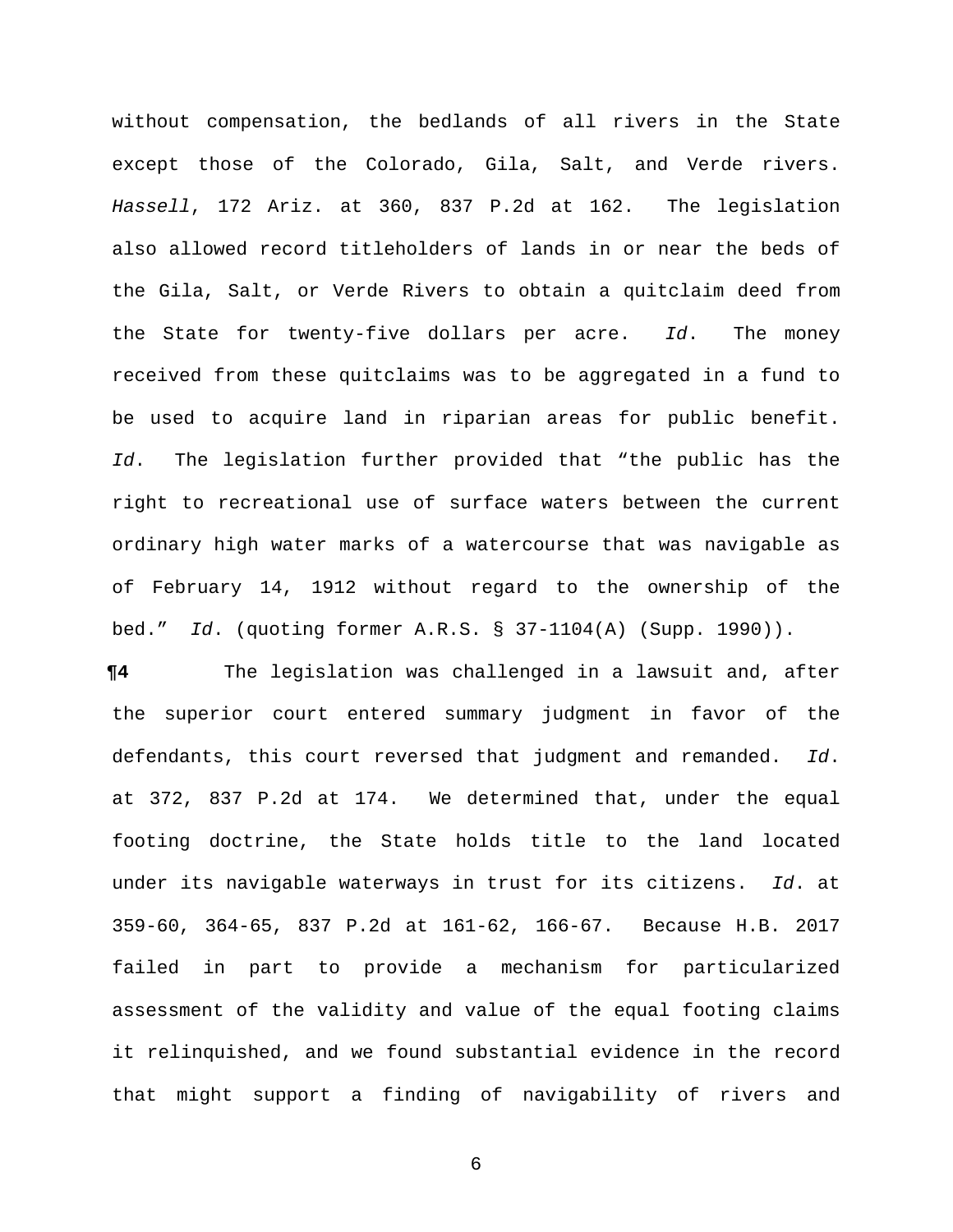without compensation, the bedlands of all rivers in the State except those of the Colorado, Gila, Salt, and Verde rivers. *Hassell*, 172 Ariz. at 360, 837 P.2d at 162. The legislation also allowed record titleholders of lands in or near the beds of the Gila, Salt, or Verde Rivers to obtain a quitclaim deed from the State for twenty-five dollars per acre. *Id*. The money received from these quitclaims was to be aggregated in a fund to be used to acquire land in riparian areas for public benefit. *Id*. The legislation further provided that "the public has the right to recreational use of surface waters between the current ordinary high water marks of a watercourse that was navigable as of February 14, 1912 without regard to the ownership of the bed." *Id*. (quoting former A.R.S. § 37-1104(A) (Supp. 1990)).

**¶4** The legislation was challenged in a lawsuit and, after the superior court entered summary judgment in favor of the defendants, this court reversed that judgment and remanded. *Id*. at 372, 837 P.2d at 174. We determined that, under the equal footing doctrine, the State holds title to the land located under its navigable waterways in trust for its citizens. *Id*. at 359-60, 364-65, 837 P.2d at 161-62, 166-67. Because H.B. 2017 failed in part to provide a mechanism for particularized assessment of the validity and value of the equal footing claims it relinquished, and we found substantial evidence in the record that might support a finding of navigability of rivers and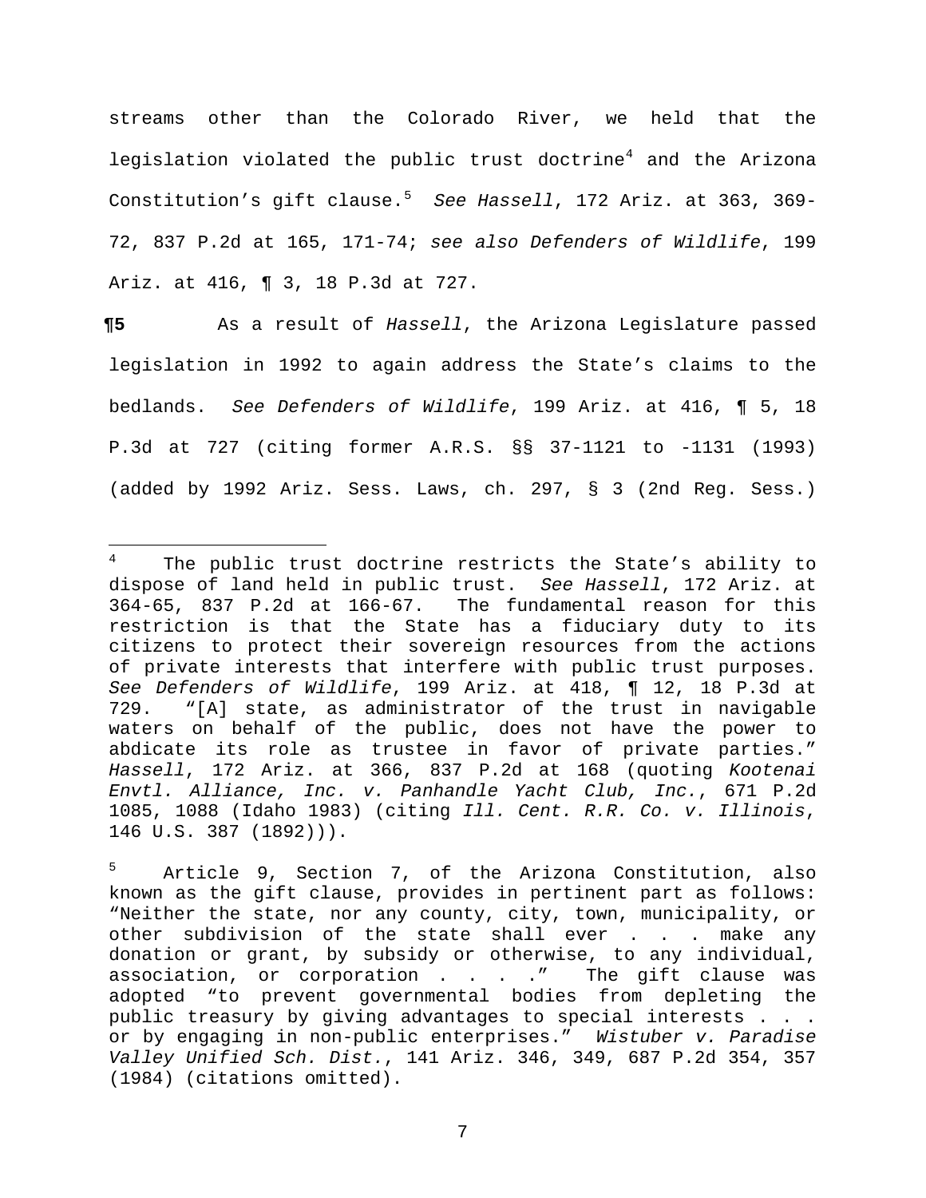streams other than the Colorado River, we held that the legislation violated the public trust doctrine[4] and the Arizona Constitution's gift clause.[5] *See Hassell*, 172 Ariz. at 363, 369-72, 837 P.2d at 165, 171-74; *see also Defenders of Wildlife*, 199 Ariz. at 416, ¶ 3, 18 P.3d at 727.

**¶5** As a result of *Hassell*, the Arizona Legislature passed legislation in 1992 to again address the State's claims to the bedlands. *See Defenders of Wildlife*, 199 Ariz. at 416, ¶ 5, 18 P.3d at 727 (citing former A.R.S. §§ 37-1121 to -1131 (1993) (added by 1992 Ariz. Sess. Laws, ch. 297, § 3 (2nd Reg. Sess.)

---

[4] The public trust doctrine restricts the State's ability to dispose of land held in public trust. *See Hassell*, 172 Ariz. at 364-65, 837 P.2d at 166-67. The fundamental reason for this restriction is that the State has a fiduciary duty to its citizens to protect their sovereign resources from the actions of private interests that interfere with public trust purposes. *See Defenders of Wildlife*, 199 Ariz. at 418, ¶ 12, 18 P.3d at 729. "[A] state, as administrator of the trust in navigable waters on behalf of the public, does not have the power to abdicate its role as trustee in favor of private parties." *Hassell*, 172 Ariz. at 366, 837 P.2d at 168 (quoting *Kootenai Envtl. Alliance, Inc. v. Panhandle Yacht Club, Inc.*, 671 P.2d 1085, 1088 (Idaho 1983) (citing *Ill. Cent. R.R. Co. v. Illinois*, 146 U.S. 387 (1892))).

[5] Article 9, Section 7, of the Arizona Constitution, also known as the gift clause, provides in pertinent part as follows: "Neither the state, nor any county, city, town, municipality, or other subdivision of the state shall ever . . . make any donation or grant, by subsidy or otherwise, to any individual, association, or corporation . . . ." The gift clause was adopted "to prevent governmental bodies from depleting the public treasury by giving advantages to special interests . . . or by engaging in non-public enterprises." *Wistuber v. Paradise Valley Unified Sch. Dist.*, 141 Ariz. 346, 349, 687 P.2d 354, 357 (1984) (citations omitted).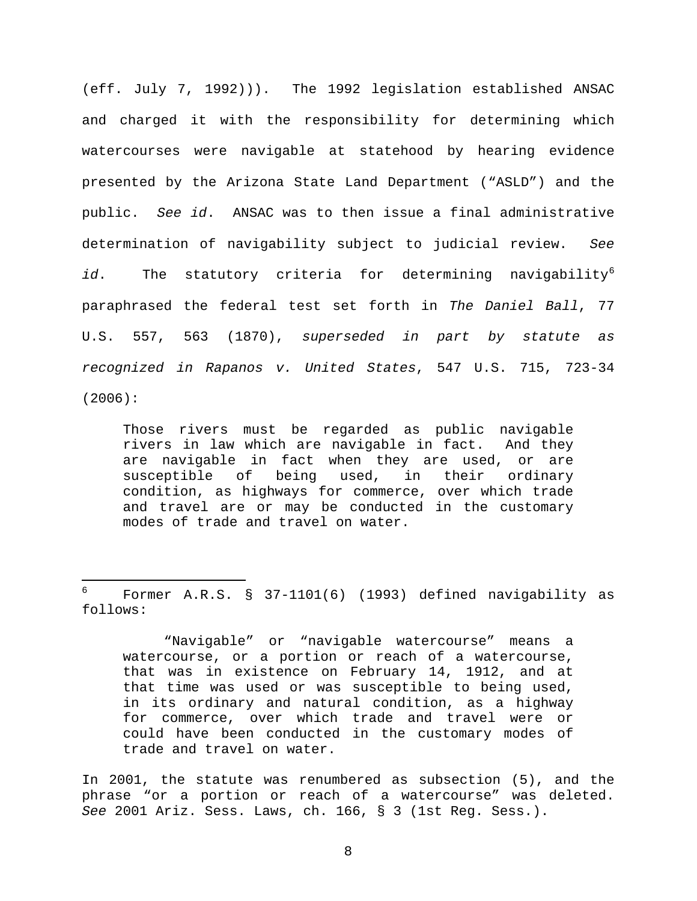(eff. July 7, 1992))). The 1992 legislation established ANSAC and charged it with the responsibility for determining which watercourses were navigable at statehood by hearing evidence presented by the Arizona State Land Department ("ASLD") and the public. *See id*. ANSAC was to then issue a final administrative determination of navigability subject to judicial review. *See id*. The statutory criteria for determining navigability[6] paraphrased the federal test set forth in *The Daniel Ball*, 77 U.S. 557, 563 (1870), *superseded in part by statute as recognized in Rapanos v. United States*, 547 U.S. 715, 723-34 (2006):

> Those rivers must be regarded as public navigable rivers in law which are navigable in fact. And they are navigable in fact when they are used, or are susceptible of being used, in their ordinary condition, as highways for commerce, over which trade and travel are or may be conducted in the customary modes of trade and travel on water.

---

[6] Former A.R.S. § 37-1101(6) (1993) defined navigability as follows:

> "Navigable" or "navigable watercourse" means a watercourse, or a portion or reach of a watercourse, that was in existence on February 14, 1912, and at that time was used or was susceptible to being used, in its ordinary and natural condition, as a highway for commerce, over which trade and travel were or could have been conducted in the customary modes of trade and travel on water.

In 2001, the statute was renumbered as subsection (5), and the phrase "or a portion or reach of a watercourse" was deleted. *See* 2001 Ariz. Sess. Laws, ch. 166, § 3 (1st Reg. Sess.).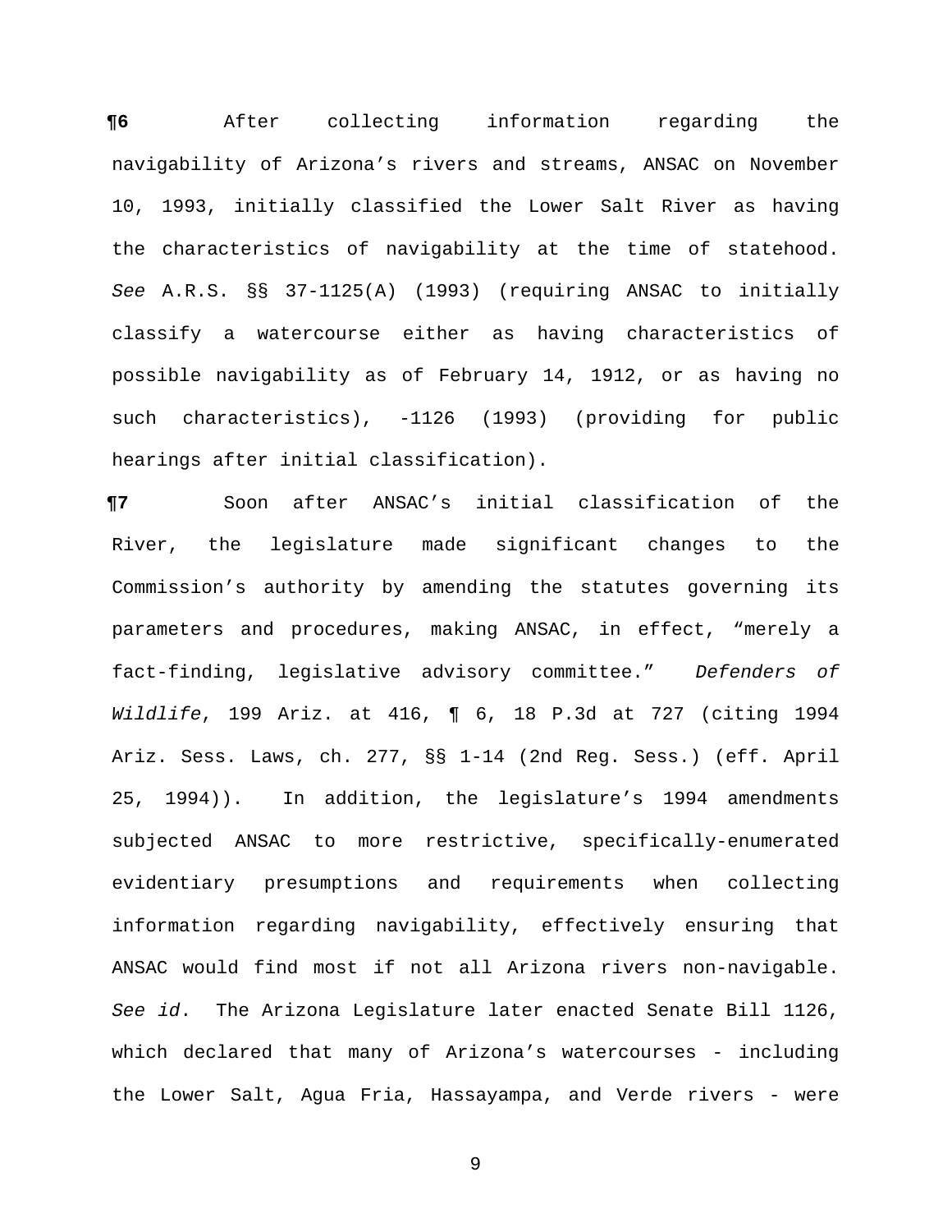**¶6** After collecting information regarding the navigability of Arizona's rivers and streams, ANSAC on November 10, 1993, initially classified the Lower Salt River as having the characteristics of navigability at the time of statehood. *See* A.R.S. §§ 37-1125(A) (1993) (requiring ANSAC to initially classify a watercourse either as having characteristics of possible navigability as of February 14, 1912, or as having no such characteristics), -1126 (1993) (providing for public hearings after initial classification).

**¶7** Soon after ANSAC's initial classification of the River, the legislature made significant changes to the Commission's authority by amending the statutes governing its parameters and procedures, making ANSAC, in effect, "merely a fact-finding, legislative advisory committee." *Defenders of Wildlife*, 199 Ariz. at 416, ¶ 6, 18 P.3d at 727 (citing 1994 Ariz. Sess. Laws, ch. 277, §§ 1-14 (2nd Reg. Sess.) (eff. April 25, 1994)). In addition, the legislature's 1994 amendments subjected ANSAC to more restrictive, specifically-enumerated evidentiary presumptions and requirements when collecting information regarding navigability, effectively ensuring that ANSAC would find most if not all Arizona rivers non-navigable. *See id*. The Arizona Legislature later enacted Senate Bill 1126, which declared that many of Arizona's watercourses - including the Lower Salt, Agua Fria, Hassayampa, and Verde rivers - were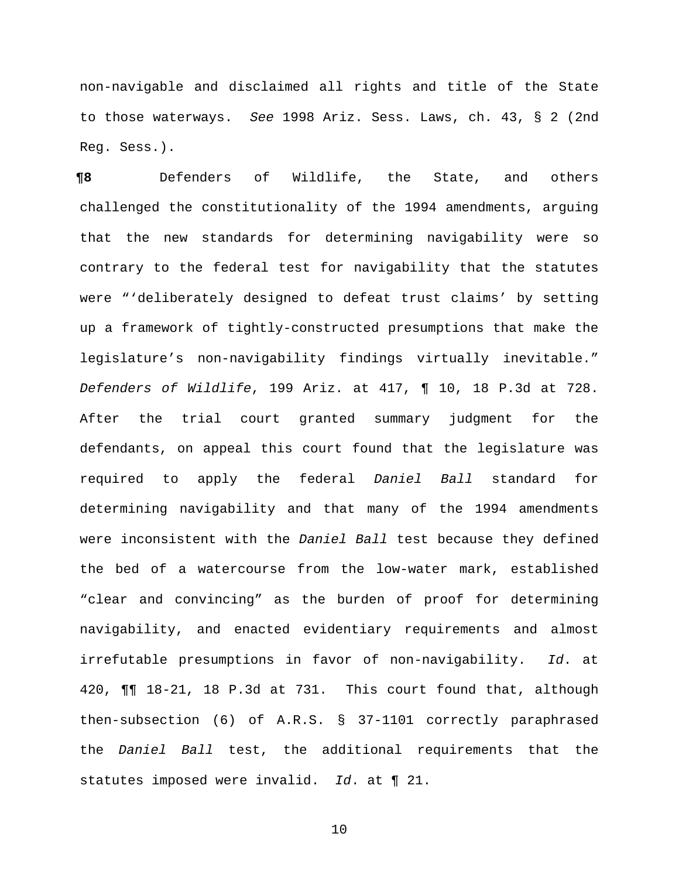non-navigable and disclaimed all rights and title of the State to those waterways. *See* 1998 Ariz. Sess. Laws, ch. 43, § 2 (2nd Reg. Sess.).

**¶8** Defenders of Wildlife, the State, and others challenged the constitutionality of the 1994 amendments, arguing that the new standards for determining navigability were so contrary to the federal test for navigability that the statutes were "'deliberately designed to defeat trust claims' by setting up a framework of tightly-constructed presumptions that make the legislature's non-navigability findings virtually inevitable." *Defenders of Wildlife*, 199 Ariz. at 417, ¶ 10, 18 P.3d at 728. After the trial court granted summary judgment for the defendants, on appeal this court found that the legislature was required to apply the federal *Daniel Ball* standard for determining navigability and that many of the 1994 amendments were inconsistent with the *Daniel Ball* test because they defined the bed of a watercourse from the low-water mark, established "clear and convincing" as the burden of proof for determining navigability, and enacted evidentiary requirements and almost irrefutable presumptions in favor of non-navigability. *Id*. at 420, ¶¶ 18-21, 18 P.3d at 731. This court found that, although then-subsection (6) of A.R.S. § 37-1101 correctly paraphrased the *Daniel Ball* test, the additional requirements that the statutes imposed were invalid. *Id*. at ¶ 21.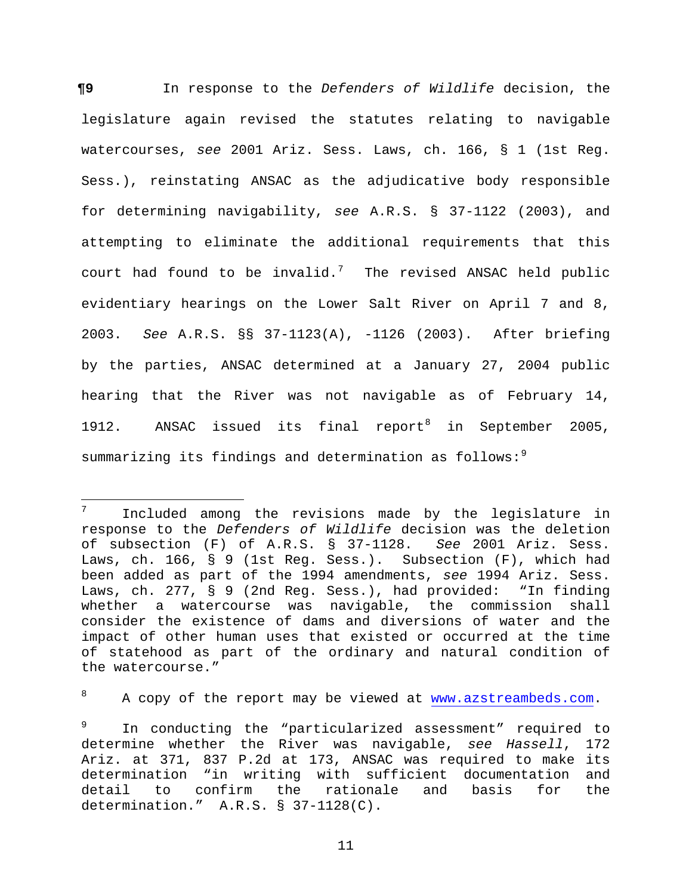**¶9** In response to the *Defenders of Wildlife* decision, the legislature again revised the statutes relating to navigable watercourses, *see* 2001 Ariz. Sess. Laws, ch. 166, § 1 (1st Reg. Sess.), reinstating ANSAC as the adjudicative body responsible for determining navigability, *see* A.R.S. § 37-1122 (2003), and attempting to eliminate the additional requirements that this court had found to be invalid.[7] The revised ANSAC held public evidentiary hearings on the Lower Salt River on April 7 and 8, 2003. *See* A.R.S. §§ 37-1123(A), -1126 (2003). After briefing by the parties, ANSAC determined at a January 27, 2004 public hearing that the River was not navigable as of February 14, 1912. ANSAC issued its final report[8] in September 2005, summarizing its findings and determination as follows:[9]

---

[7] Included among the revisions made by the legislature in response to the *Defenders of Wildlife* decision was the deletion of subsection (F) of A.R.S. § 37-1128. *See* 2001 Ariz. Sess. Laws, ch. 166, § 9 (1st Reg. Sess.). Subsection (F), which had been added as part of the 1994 amendments, *see* 1994 Ariz. Sess. Laws, ch. 277, § 9 (2nd Reg. Sess.), had provided: "In finding whether a watercourse was navigable, the commission shall consider the existence of dams and diversions of water and the impact of other human uses that existed or occurred at the time of statehood as part of the ordinary and natural condition of the watercourse."

[8] A copy of the report may be viewed at www.azstreambeds.com.

[9] In conducting the "particularized assessment" required to determine whether the River was navigable, *see Hassell*, 172 Ariz. at 371, 837 P.2d at 173, ANSAC was required to make its determination "in writing with sufficient documentation and detail to confirm the rationale and basis for the determination." A.R.S. § 37-1128(C).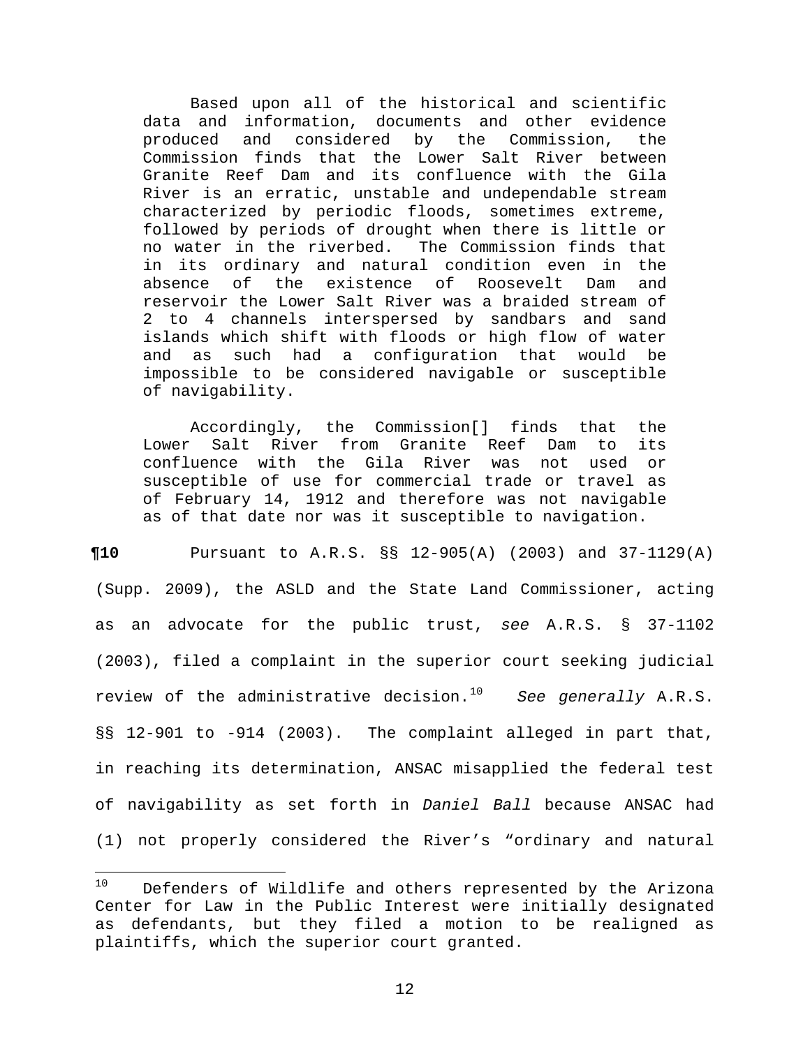> Based upon all of the historical and scientific data and information, documents and other evidence produced and considered by the Commission, the Commission finds that the Lower Salt River between Granite Reef Dam and its confluence with the Gila River is an erratic, unstable and undependable stream characterized by periodic floods, sometimes extreme, followed by periods of drought when there is little or no water in the riverbed. The Commission finds that in its ordinary and natural condition even in the absence of the existence of Roosevelt Dam and reservoir the Lower Salt River was a braided stream of 2 to 4 channels interspersed by sandbars and sand islands which shift with floods or high flow of water and as such had a configuration that would be impossible to be considered navigable or susceptible of navigability.
>
> Accordingly, the Commission[] finds that the Lower Salt River from Granite Reef Dam to its confluence with the Gila River was not used or susceptible of use for commercial trade or travel as of February 14, 1912 and therefore was not navigable as of that date nor was it susceptible to navigation.

**¶10** Pursuant to A.R.S. §§ 12-905(A) (2003) and 37-1129(A) (Supp. 2009), the ASLD and the State Land Commissioner, acting as an advocate for the public trust, *see* A.R.S. § 37-1102 (2003), filed a complaint in the superior court seeking judicial review of the administrative decision.[10] *See generally* A.R.S. §§ 12-901 to -914 (2003). The complaint alleged in part that, in reaching its determination, ANSAC misapplied the federal test of navigability as set forth in *Daniel Ball* because ANSAC had (1) not properly considered the River's "ordinary and natural

---

[10] Defenders of Wildlife and others represented by the Arizona Center for Law in the Public Interest were initially designated as defendants, but they filed a motion to be realigned as plaintiffs, which the superior court granted.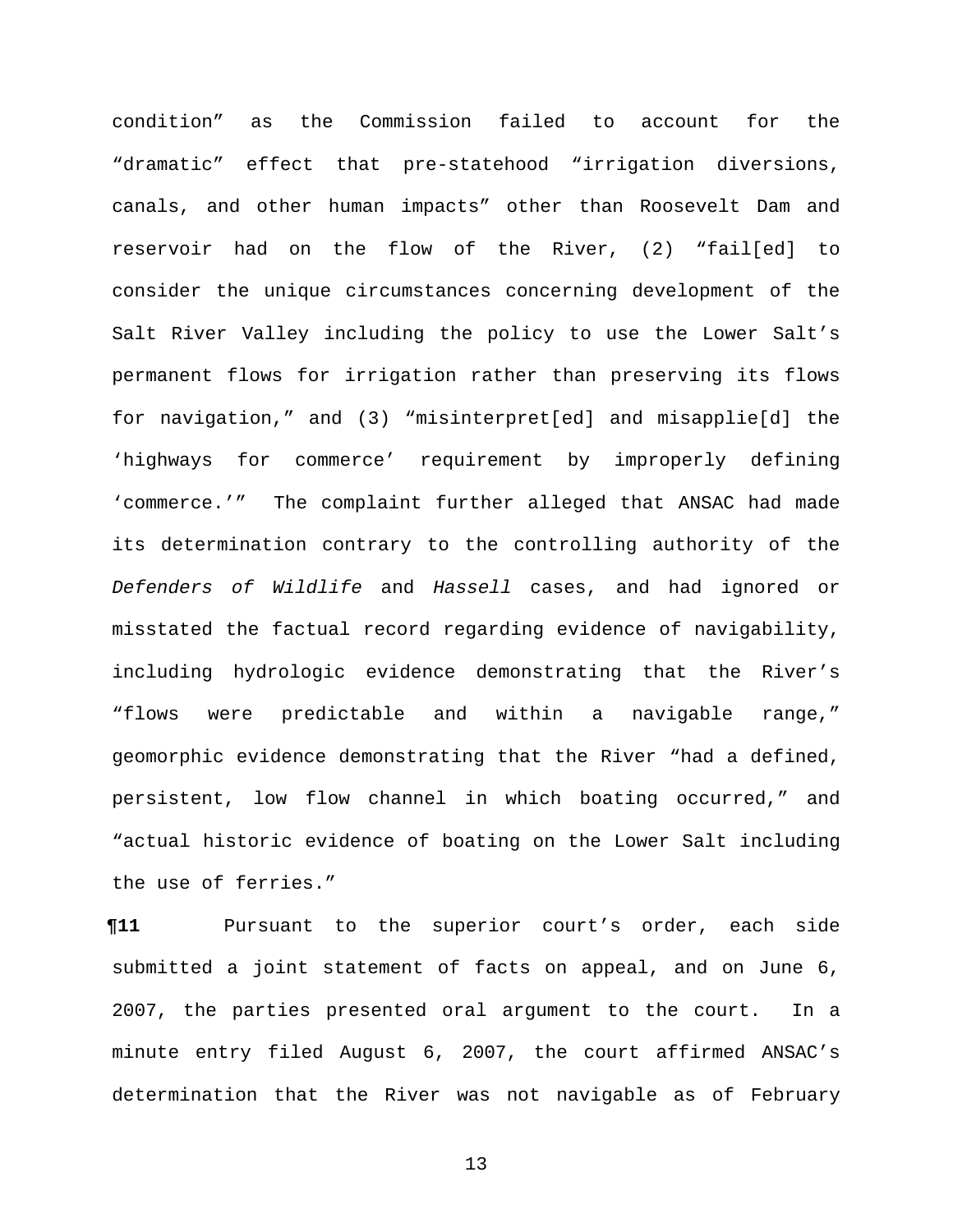condition" as the Commission failed to account for the "dramatic" effect that pre-statehood "irrigation diversions, canals, and other human impacts" other than Roosevelt Dam and reservoir had on the flow of the River, (2) "fail[ed] to consider the unique circumstances concerning development of the Salt River Valley including the policy to use the Lower Salt's permanent flows for irrigation rather than preserving its flows for navigation," and (3) "misinterpret[ed] and misapplie[d] the 'highways for commerce' requirement by improperly defining 'commerce.'" The complaint further alleged that ANSAC had made its determination contrary to the controlling authority of the *Defenders of Wildlife* and *Hassell* cases, and had ignored or misstated the factual record regarding evidence of navigability, including hydrologic evidence demonstrating that the River's "flows were predictable and within a navigable range," geomorphic evidence demonstrating that the River "had a defined, persistent, low flow channel in which boating occurred," and "actual historic evidence of boating on the Lower Salt including the use of ferries."

**¶11** Pursuant to the superior court's order, each side submitted a joint statement of facts on appeal, and on June 6, 2007, the parties presented oral argument to the court. In a minute entry filed August 6, 2007, the court affirmed ANSAC's determination that the River was not navigable as of February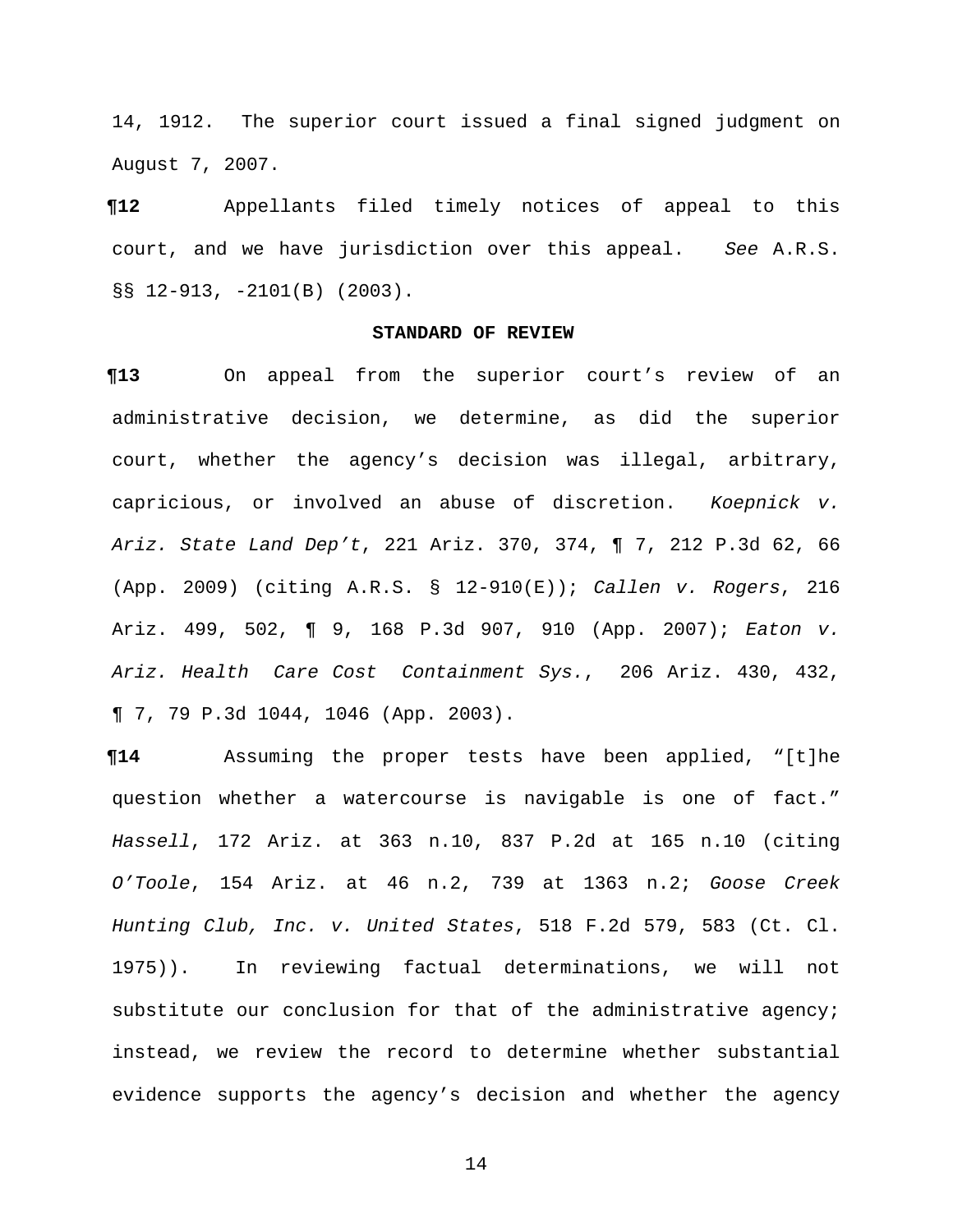14, 1912. The superior court issued a final signed judgment on August 7, 2007.

**¶12** Appellants filed timely notices of appeal to this court, and we have jurisdiction over this appeal. *See* A.R.S. §§ 12-913, -2101(B) (2003).

**STANDARD OF REVIEW**

**¶13** On appeal from the superior court's review of an administrative decision, we determine, as did the superior court, whether the agency's decision was illegal, arbitrary, capricious, or involved an abuse of discretion. *Koepnick v. Ariz. State Land Dep't*, 221 Ariz. 370, 374, ¶ 7, 212 P.3d 62, 66 (App. 2009) (citing A.R.S. § 12-910(E)); *Callen v. Rogers*, 216 Ariz. 499, 502, ¶ 9, 168 P.3d 907, 910 (App. 2007); *Eaton v. Ariz. Health Care Cost Containment Sys.*, 206 Ariz. 430, 432, ¶ 7, 79 P.3d 1044, 1046 (App. 2003).

**¶14** Assuming the proper tests have been applied, "[t]he question whether a watercourse is navigable is one of fact." *Hassell*, 172 Ariz. at 363 n.10, 837 P.2d at 165 n.10 (citing *O'Toole*, 154 Ariz. at 46 n.2, 739 at 1363 n.2; *Goose Creek Hunting Club, Inc. v. United States*, 518 F.2d 579, 583 (Ct. Cl. 1975)). In reviewing factual determinations, we will not substitute our conclusion for that of the administrative agency; instead, we review the record to determine whether substantial evidence supports the agency's decision and whether the agency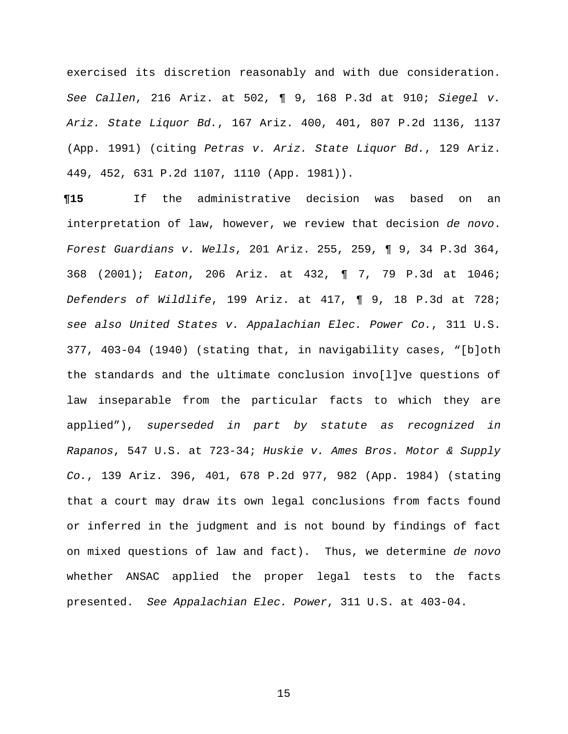exercised its discretion reasonably and with due consideration. *See Callen*, 216 Ariz. at 502, ¶ 9, 168 P.3d at 910; *Siegel v. Ariz. State Liquor Bd.*, 167 Ariz. 400, 401, 807 P.2d 1136, 1137 (App. 1991) (citing *Petras v. Ariz. State Liquor Bd.*, 129 Ariz. 449, 452, 631 P.2d 1107, 1110 (App. 1981)).

**¶15** If the administrative decision was based on an interpretation of law, however, we review that decision *de novo*. *Forest Guardians v. Wells*, 201 Ariz. 255, 259, ¶ 9, 34 P.3d 364, 368 (2001); *Eaton*, 206 Ariz. at 432, ¶ 7, 79 P.3d at 1046; *Defenders of Wildlife*, 199 Ariz. at 417, ¶ 9, 18 P.3d at 728; *see also United States v. Appalachian Elec. Power Co.*, 311 U.S. 377, 403-04 (1940) (stating that, in navigability cases, "[b]oth the standards and the ultimate conclusion invo[l]ve questions of law inseparable from the particular facts to which they are applied"), *superseded in part by statute as recognized in Rapanos*, 547 U.S. at 723-34; *Huskie v. Ames Bros. Motor & Supply Co.*, 139 Ariz. 396, 401, 678 P.2d 977, 982 (App. 1984) (stating that a court may draw its own legal conclusions from facts found or inferred in the judgment and is not bound by findings of fact on mixed questions of law and fact). Thus, we determine *de novo* whether ANSAC applied the proper legal tests to the facts presented. *See Appalachian Elec. Power*, 311 U.S. at 403-04.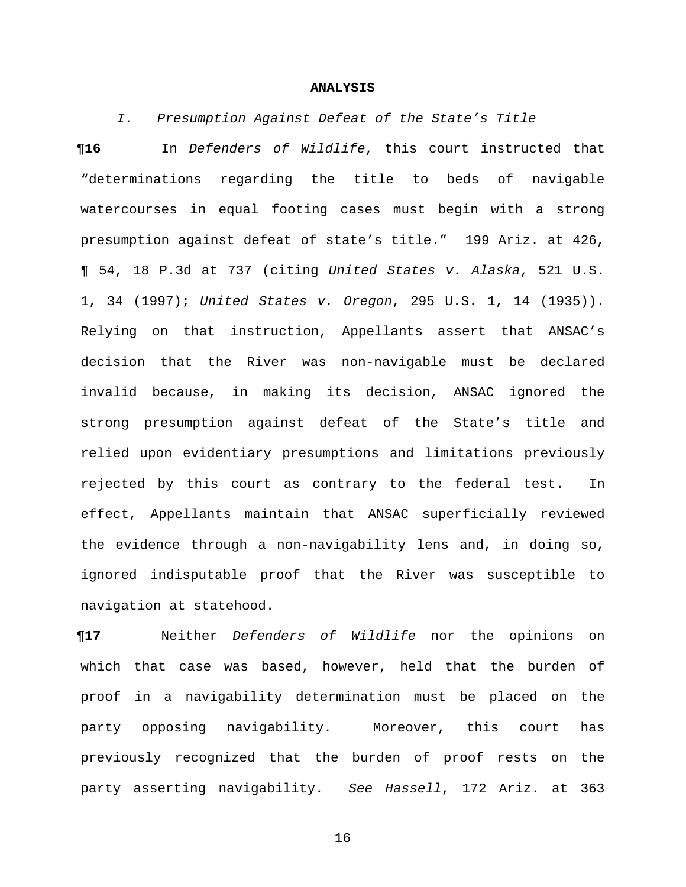## ANALYSIS

### *I. Presumption Against Defeat of the State's Title*

**¶16** In *Defenders of Wildlife*, this court instructed that "determinations regarding the title to beds of navigable watercourses in equal footing cases must begin with a strong presumption against defeat of state's title." 199 Ariz. at 426, ¶ 54, 18 P.3d at 737 (citing *United States v. Alaska*, 521 U.S. 1, 34 (1997); *United States v. Oregon*, 295 U.S. 1, 14 (1935)). Relying on that instruction, Appellants assert that ANSAC's decision that the River was non-navigable must be declared invalid because, in making its decision, ANSAC ignored the strong presumption against defeat of the State's title and relied upon evidentiary presumptions and limitations previously rejected by this court as contrary to the federal test. In effect, Appellants maintain that ANSAC superficially reviewed the evidence through a non-navigability lens and, in doing so, ignored indisputable proof that the River was susceptible to navigation at statehood.

**¶17** Neither *Defenders of Wildlife* nor the opinions on which that case was based, however, held that the burden of proof in a navigability determination must be placed on the party opposing navigability. Moreover, this court has previously recognized that the burden of proof rests on the party asserting navigability. *See Hassell*, 172 Ariz. at 363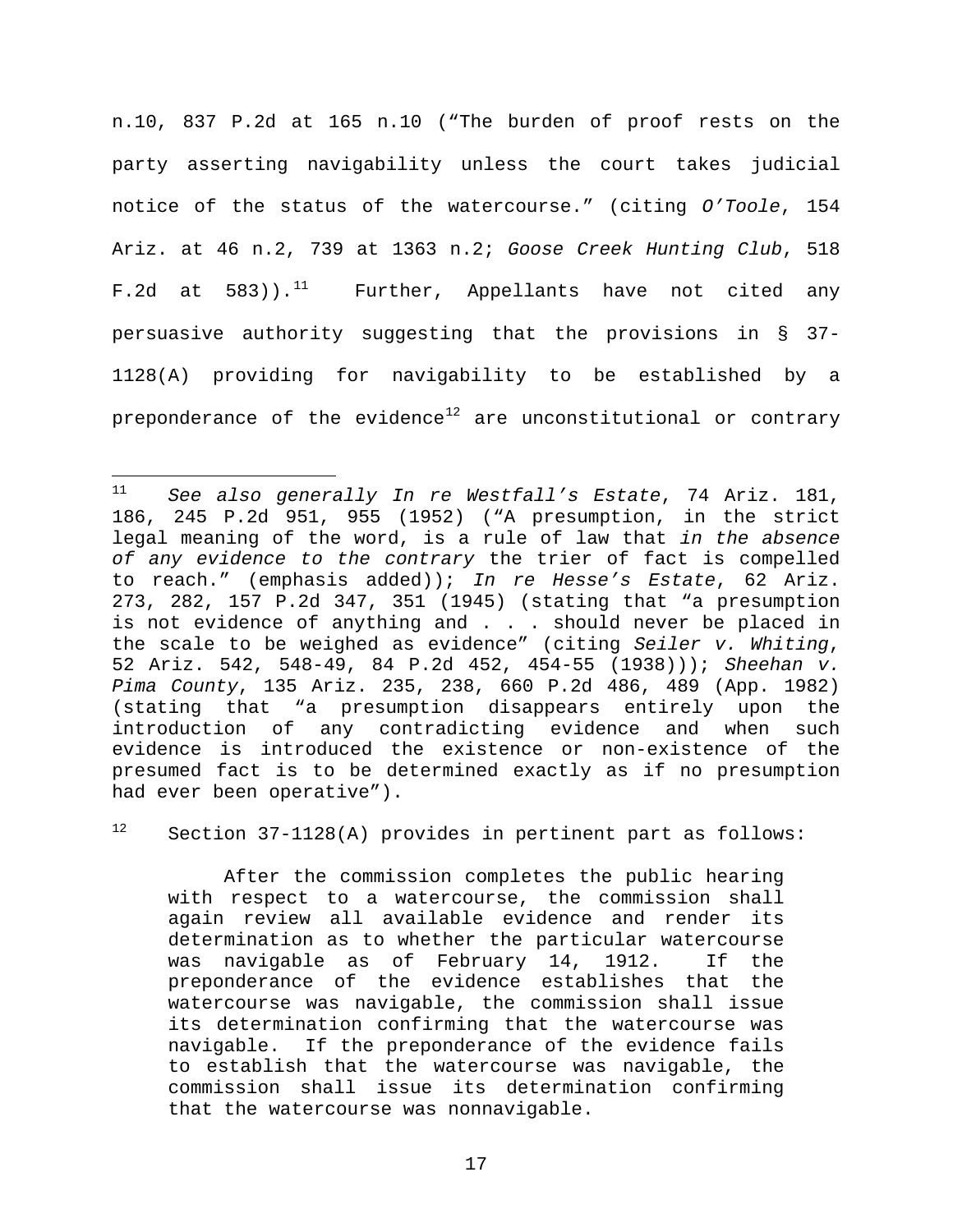n.10, 837 P.2d at 165 n.10 ("The burden of proof rests on the party asserting navigability unless the court takes judicial notice of the status of the watercourse." (citing *O'Toole*, 154 Ariz. at 46 n.2, 739 at 1363 n.2; *Goose Creek Hunting Club*, 518 F.2d at 583)).[11] Further, Appellants have not cited any persuasive authority suggesting that the provisions in § 37-1128(A) providing for navigability to be established by a preponderance of the evidence[12] are unconstitutional or contrary

---

[11] *See also generally In re Westfall's Estate*, 74 Ariz. 181, 186, 245 P.2d 951, 955 (1952) ("A presumption, in the strict legal meaning of the word, is a rule of law that *in the absence of any evidence to the contrary* the trier of fact is compelled to reach." (emphasis added)); *In re Hesse's Estate*, 62 Ariz. 273, 282, 157 P.2d 347, 351 (1945) (stating that "a presumption is not evidence of anything and . . . should never be placed in the scale to be weighed as evidence" (citing *Seiler v. Whiting*, 52 Ariz. 542, 548-49, 84 P.2d 452, 454-55 (1938))); *Sheehan v. Pima County*, 135 Ariz. 235, 238, 660 P.2d 486, 489 (App. 1982) (stating that "a presumption disappears entirely upon the introduction of any contradicting evidence and when such evidence is introduced the existence or non-existence of the presumed fact is to be determined exactly as if no presumption had ever been operative").

[12] Section 37-1128(A) provides in pertinent part as follows:

> After the commission completes the public hearing with respect to a watercourse, the commission shall again review all available evidence and render its determination as to whether the particular watercourse was navigable as of February 14, 1912. If the preponderance of the evidence establishes that the watercourse was navigable, the commission shall issue its determination confirming that the watercourse was navigable. If the preponderance of the evidence fails to establish that the watercourse was navigable, the commission shall issue its determination confirming that the watercourse was nonnavigable.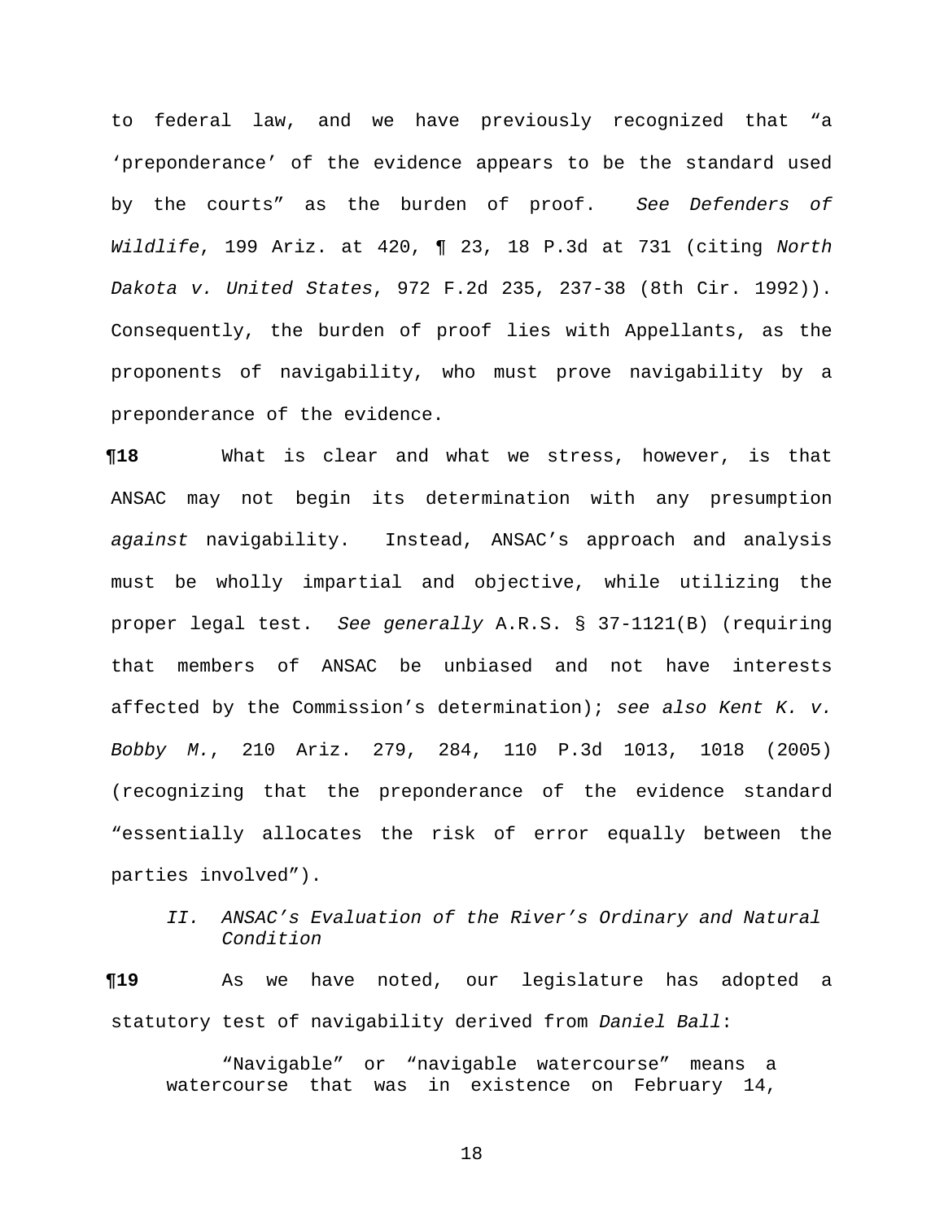to federal law, and we have previously recognized that "a 'preponderance' of the evidence appears to be the standard used by the courts" as the burden of proof. *See Defenders of Wildlife*, 199 Ariz. at 420, ¶ 23, 18 P.3d at 731 (citing *North Dakota v. United States*, 972 F.2d 235, 237-38 (8th Cir. 1992)). Consequently, the burden of proof lies with Appellants, as the proponents of navigability, who must prove navigability by a preponderance of the evidence.

**¶18** What is clear and what we stress, however, is that ANSAC may not begin its determination with any presumption *against* navigability. Instead, ANSAC's approach and analysis must be wholly impartial and objective, while utilizing the proper legal test. *See generally* A.R.S. § 37-1121(B) (requiring that members of ANSAC be unbiased and not have interests affected by the Commission's determination); *see also Kent K. v. Bobby M.*, 210 Ariz. 279, 284, 110 P.3d 1013, 1018 (2005) (recognizing that the preponderance of the evidence standard "essentially allocates the risk of error equally between the parties involved").

### *II. ANSAC's Evaluation of the River's Ordinary and Natural Condition*

**¶19** As we have noted, our legislature has adopted a statutory test of navigability derived from *Daniel Ball*:

> "Navigable" or "navigable watercourse" means a watercourse that was in existence on February 14,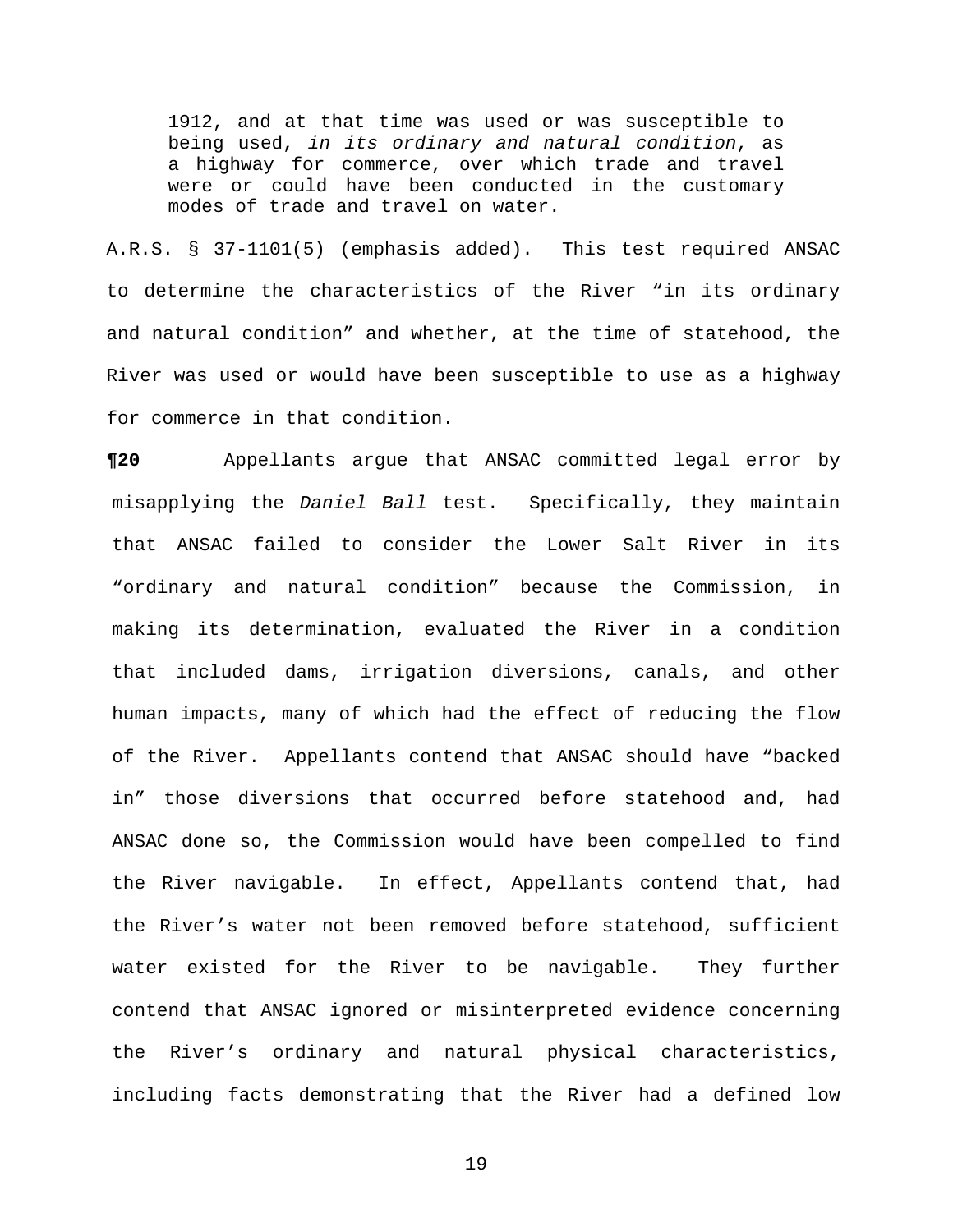> 1912, and at that time was used or was susceptible to being used, *in its ordinary and natural condition*, as a highway for commerce, over which trade and travel were or could have been conducted in the customary modes of trade and travel on water.

A.R.S. § 37-1101(5) (emphasis added). This test required ANSAC to determine the characteristics of the River "in its ordinary and natural condition" and whether, at the time of statehood, the River was used or would have been susceptible to use as a highway for commerce in that condition.

**¶20** Appellants argue that ANSAC committed legal error by misapplying the *Daniel Ball* test. Specifically, they maintain that ANSAC failed to consider the Lower Salt River in its "ordinary and natural condition" because the Commission, in making its determination, evaluated the River in a condition that included dams, irrigation diversions, canals, and other human impacts, many of which had the effect of reducing the flow of the River. Appellants contend that ANSAC should have "backed in" those diversions that occurred before statehood and, had ANSAC done so, the Commission would have been compelled to find the River navigable. In effect, Appellants contend that, had the River's water not been removed before statehood, sufficient water existed for the River to be navigable. They further contend that ANSAC ignored or misinterpreted evidence concerning the River's ordinary and natural physical characteristics, including facts demonstrating that the River had a defined low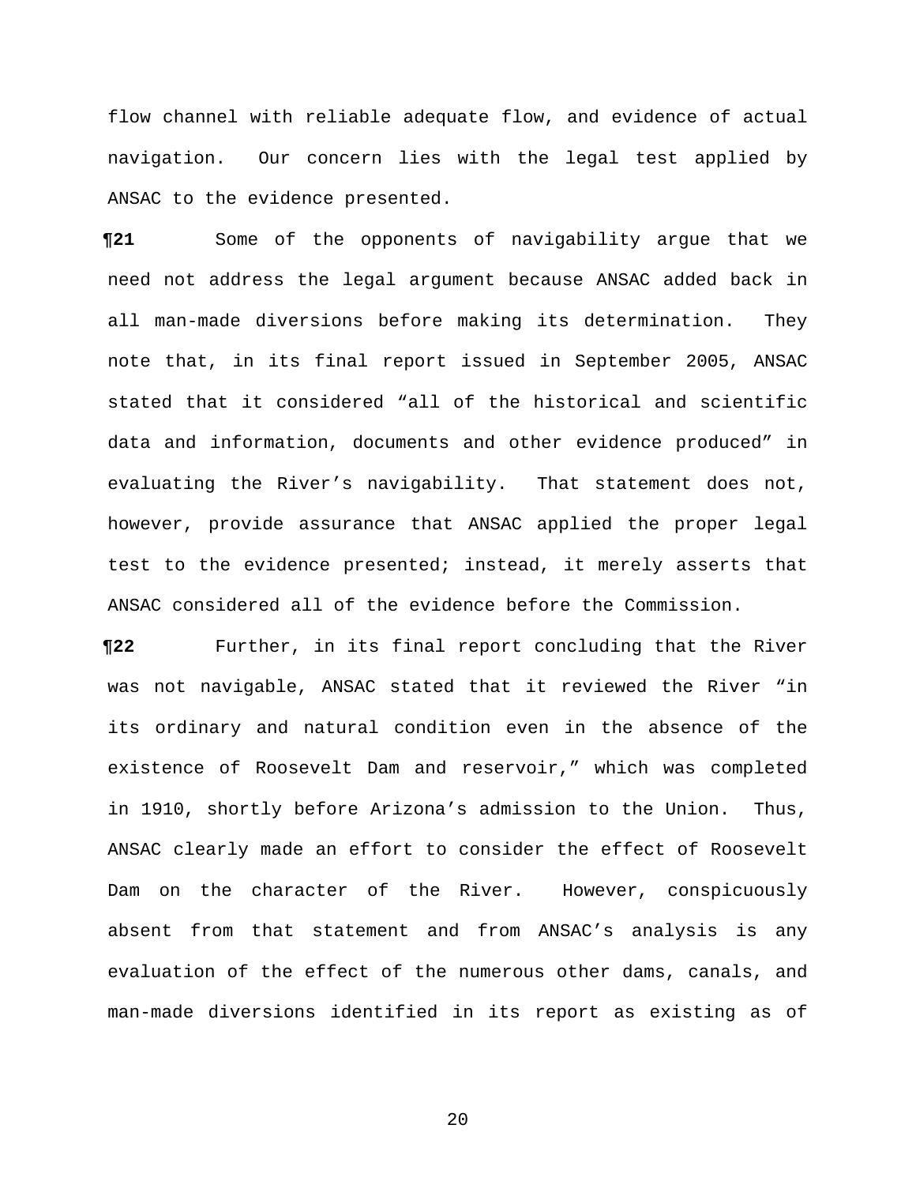flow channel with reliable adequate flow, and evidence of actual navigation. Our concern lies with the legal test applied by ANSAC to the evidence presented.

**¶21** Some of the opponents of navigability argue that we need not address the legal argument because ANSAC added back in all man-made diversions before making its determination. They note that, in its final report issued in September 2005, ANSAC stated that it considered "all of the historical and scientific data and information, documents and other evidence produced" in evaluating the River's navigability. That statement does not, however, provide assurance that ANSAC applied the proper legal test to the evidence presented; instead, it merely asserts that ANSAC considered all of the evidence before the Commission.

**¶22** Further, in its final report concluding that the River was not navigable, ANSAC stated that it reviewed the River "in its ordinary and natural condition even in the absence of the existence of Roosevelt Dam and reservoir," which was completed in 1910, shortly before Arizona's admission to the Union. Thus, ANSAC clearly made an effort to consider the effect of Roosevelt Dam on the character of the River. However, conspicuously absent from that statement and from ANSAC's analysis is any evaluation of the effect of the numerous other dams, canals, and man-made diversions identified in its report as existing as of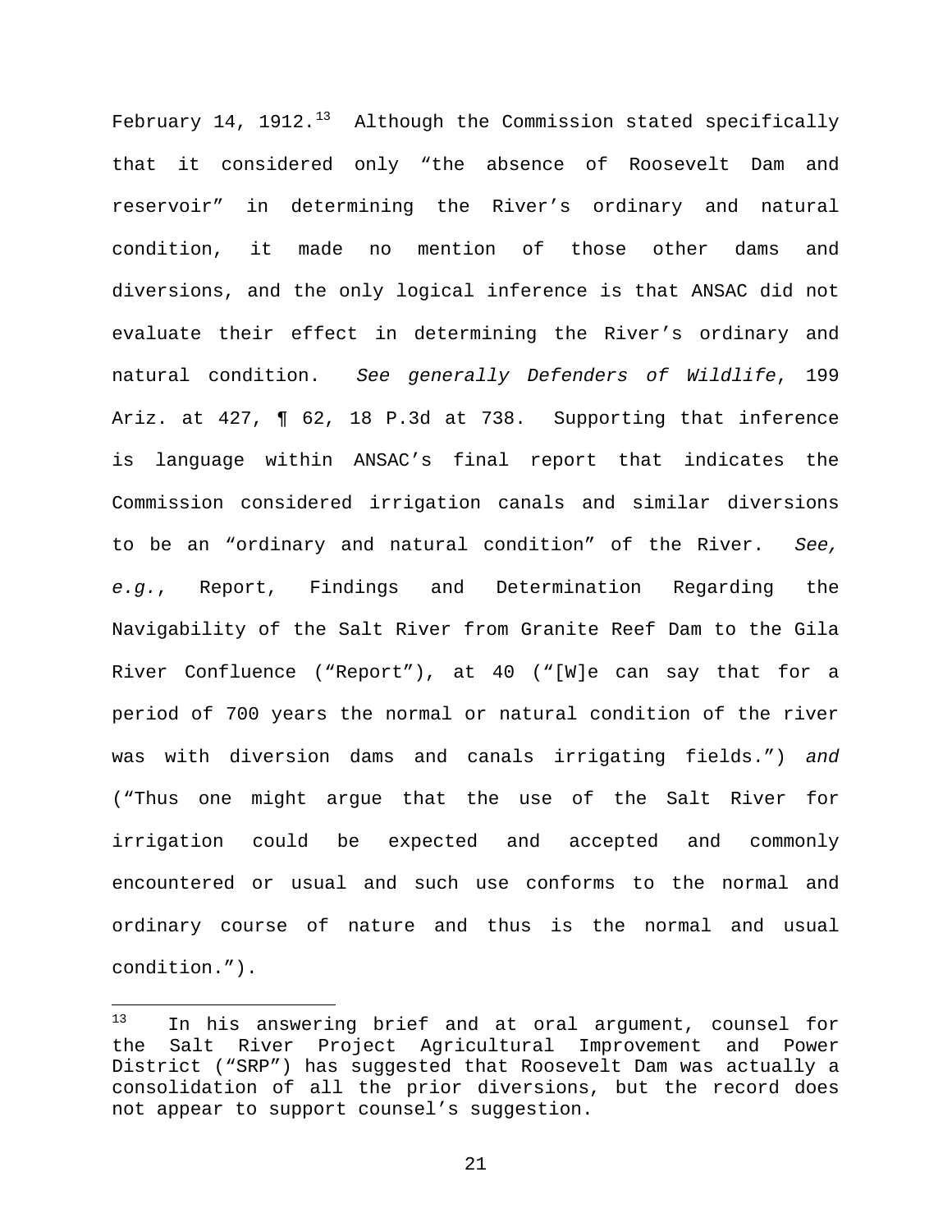February 14, 1912.[13] Although the Commission stated specifically that it considered only “the absence of Roosevelt Dam and reservoir” in determining the River’s ordinary and natural condition, it made no mention of those other dams and diversions, and the only logical inference is that ANSAC did not evaluate their effect in determining the River’s ordinary and natural condition. *See generally Defenders of Wildlife*, 199 Ariz. at 427, ¶ 62, 18 P.3d at 738. Supporting that inference is language within ANSAC’s final report that indicates the Commission considered irrigation canals and similar diversions to be an “ordinary and natural condition” of the River. *See, e.g.*, Report, Findings and Determination Regarding the Navigability of the Salt River from Granite Reef Dam to the Gila River Confluence (“Report”), at 40 (“[W]e can say that for a period of 700 years the normal or natural condition of the river was with diversion dams and canals irrigating fields.”) *and* (“Thus one might argue that the use of the Salt River for irrigation could be expected and accepted and commonly encountered or usual and such use conforms to the normal and ordinary course of nature and thus is the normal and usual condition.”).

---

[13] In his answering brief and at oral argument, counsel for the Salt River Project Agricultural Improvement and Power District (“SRP”) has suggested that Roosevelt Dam was actually a consolidation of all the prior diversions, but the record does not appear to support counsel’s suggestion.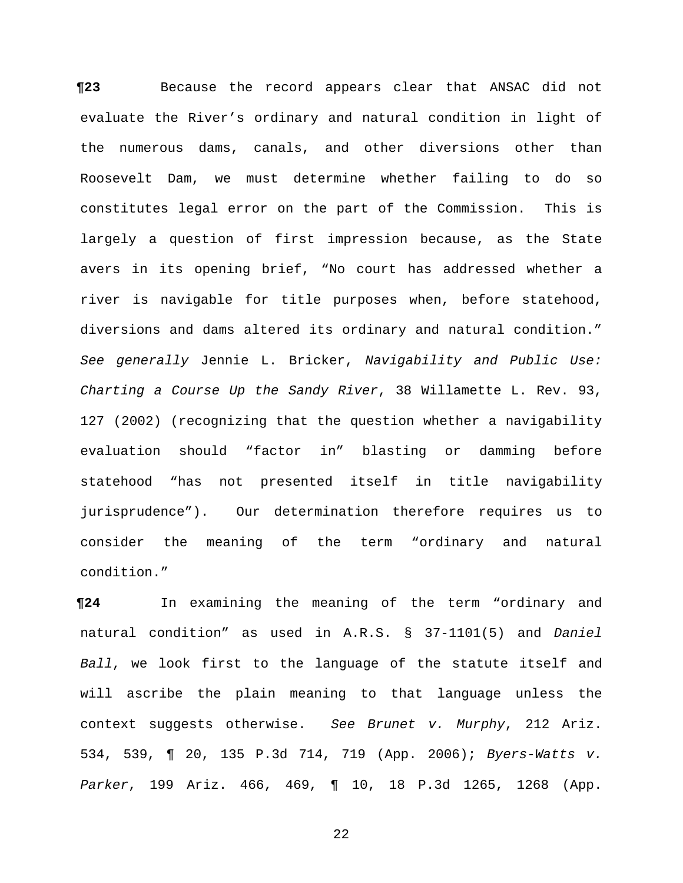**¶23** Because the record appears clear that ANSAC did not evaluate the River's ordinary and natural condition in light of the numerous dams, canals, and other diversions other than Roosevelt Dam, we must determine whether failing to do so constitutes legal error on the part of the Commission. This is largely a question of first impression because, as the State avers in its opening brief, "No court has addressed whether a river is navigable for title purposes when, before statehood, diversions and dams altered its ordinary and natural condition." *See generally* Jennie L. Bricker, *Navigability and Public Use: Charting a Course Up the Sandy River*, 38 Willamette L. Rev. 93, 127 (2002) (recognizing that the question whether a navigability evaluation should "factor in" blasting or damming before statehood "has not presented itself in title navigability jurisprudence"). Our determination therefore requires us to consider the meaning of the term "ordinary and natural condition."

**¶24** In examining the meaning of the term "ordinary and natural condition" as used in A.R.S. § 37-1101(5) and *Daniel Ball*, we look first to the language of the statute itself and will ascribe the plain meaning to that language unless the context suggests otherwise. *See Brunet v. Murphy*, 212 Ariz. 534, 539, ¶ 20, 135 P.3d 714, 719 (App. 2006); *Byers-Watts v. Parker*, 199 Ariz. 466, 469, ¶ 10, 18 P.3d 1265, 1268 (App.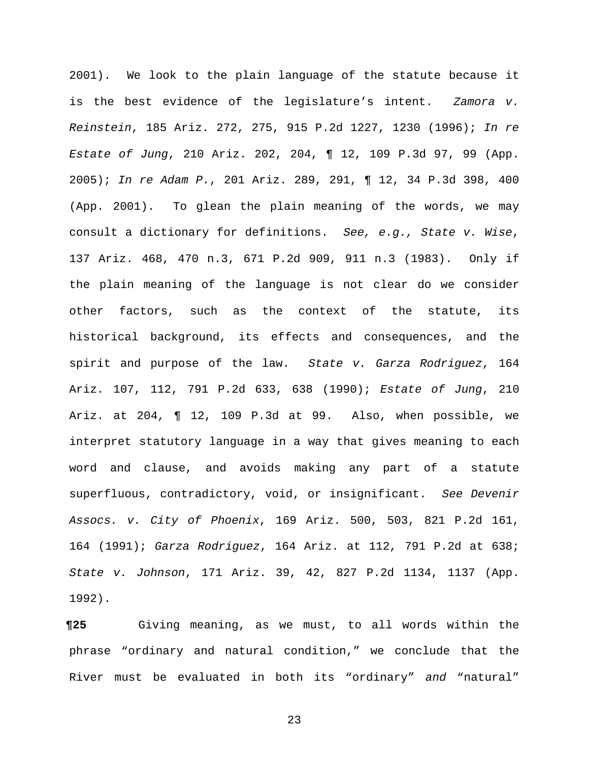2001). We look to the plain language of the statute because it is the best evidence of the legislature's intent. *Zamora v. Reinstein*, 185 Ariz. 272, 275, 915 P.2d 1227, 1230 (1996); *In re Estate of Jung*, 210 Ariz. 202, 204, ¶ 12, 109 P.3d 97, 99 (App. 2005); *In re Adam P.*, 201 Ariz. 289, 291, ¶ 12, 34 P.3d 398, 400 (App. 2001). To glean the plain meaning of the words, we may consult a dictionary for definitions. *See, e.g., State v. Wise*, 137 Ariz. 468, 470 n.3, 671 P.2d 909, 911 n.3 (1983). Only if the plain meaning of the language is not clear do we consider other factors, such as the context of the statute, its historical background, its effects and consequences, and the spirit and purpose of the law. *State v. Garza Rodriguez*, 164 Ariz. 107, 112, 791 P.2d 633, 638 (1990); *Estate of Jung*, 210 Ariz. at 204, ¶ 12, 109 P.3d at 99. Also, when possible, we interpret statutory language in a way that gives meaning to each word and clause, and avoids making any part of a statute superfluous, contradictory, void, or insignificant. *See Devenir Assocs. v. City of Phoenix*, 169 Ariz. 500, 503, 821 P.2d 161, 164 (1991); *Garza Rodriguez*, 164 Ariz. at 112, 791 P.2d at 638; *State v. Johnson*, 171 Ariz. 39, 42, 827 P.2d 1134, 1137 (App. 1992).

**¶25** Giving meaning, as we must, to all words within the phrase "ordinary and natural condition," we conclude that the River must be evaluated in both its "ordinary" *and* "natural"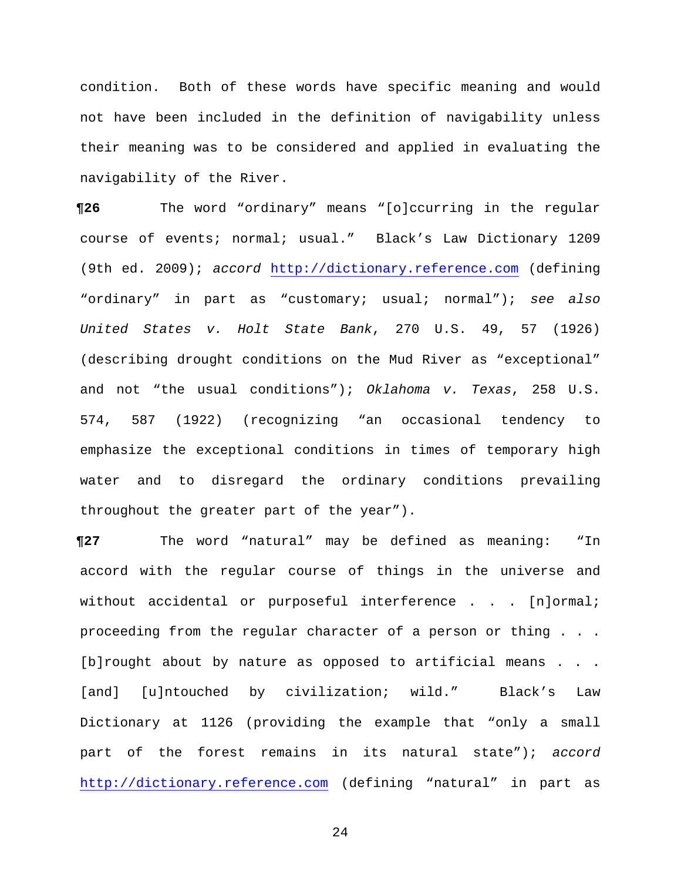condition. Both of these words have specific meaning and would not have been included in the definition of navigability unless their meaning was to be considered and applied in evaluating the navigability of the River.

**¶26** The word "ordinary" means "[o]ccurring in the regular course of events; normal; usual." Black's Law Dictionary 1209 (9th ed. 2009); *accord* http://dictionary.reference.com (defining "ordinary" in part as "customary; usual; normal"); *see also* *United States v. Holt State Bank*, 270 U.S. 49, 57 (1926) (describing drought conditions on the Mud River as "exceptional" and not "the usual conditions"); *Oklahoma v. Texas*, 258 U.S. 574, 587 (1922) (recognizing "an occasional tendency to emphasize the exceptional conditions in times of temporary high water and to disregard the ordinary conditions prevailing throughout the greater part of the year").

**¶27** The word "natural" may be defined as meaning: "In accord with the regular course of things in the universe and without accidental or purposeful interference . . . [n]ormal; proceeding from the regular character of a person or thing . . . [b]rought about by nature as opposed to artificial means . . . [and] [u]ntouched by civilization; wild." Black's Law Dictionary at 1126 (providing the example that "only a small part of the forest remains in its natural state"); *accord* http://dictionary.reference.com (defining "natural" in part as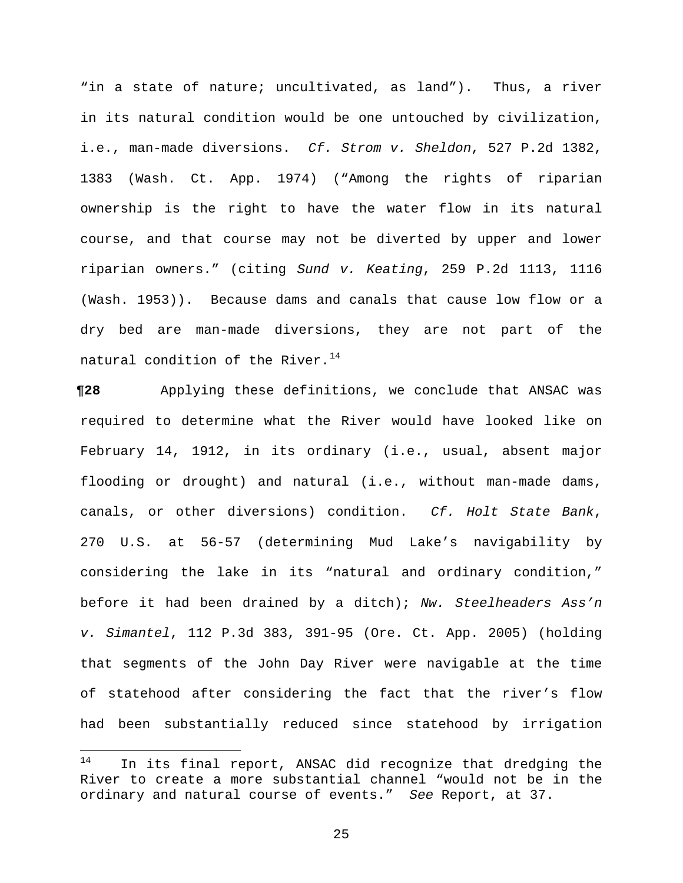"in a state of nature; uncultivated, as land"). Thus, a river in its natural condition would be one untouched by civilization, i.e., man-made diversions. *Cf. Strom v. Sheldon*, 527 P.2d 1382, 1383 (Wash. Ct. App. 1974) ("Among the rights of riparian ownership is the right to have the water flow in its natural course, and that course may not be diverted by upper and lower riparian owners." (citing *Sund v. Keating*, 259 P.2d 1113, 1116 (Wash. 1953)). Because dams and canals that cause low flow or a dry bed are man-made diversions, they are not part of the natural condition of the River.[14]

**¶28** Applying these definitions, we conclude that ANSAC was required to determine what the River would have looked like on February 14, 1912, in its ordinary (i.e., usual, absent major flooding or drought) and natural (i.e., without man-made dams, canals, or other diversions) condition. *Cf. Holt State Bank*, 270 U.S. at 56-57 (determining Mud Lake's navigability by considering the lake in its "natural and ordinary condition," before it had been drained by a ditch); *Nw. Steelheaders Ass'n v. Simantel*, 112 P.3d 383, 391-95 (Ore. Ct. App. 2005) (holding that segments of the John Day River were navigable at the time of statehood after considering the fact that the river's flow had been substantially reduced since statehood by irrigation

---

[14] In its final report, ANSAC did recognize that dredging the River to create a more substantial channel "would not be in the ordinary and natural course of events." *See* Report, at 37.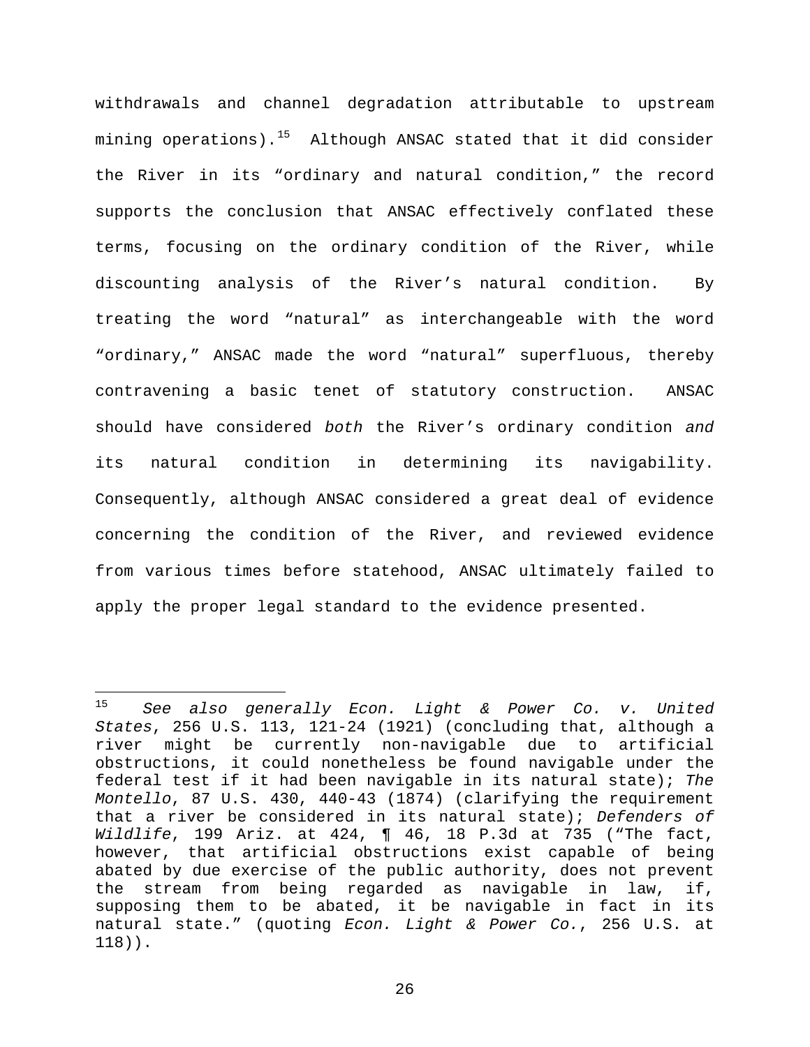withdrawals and channel degradation attributable to upstream mining operations).[15] Although ANSAC stated that it did consider the River in its "ordinary and natural condition," the record supports the conclusion that ANSAC effectively conflated these terms, focusing on the ordinary condition of the River, while discounting analysis of the River's natural condition. By treating the word "natural" as interchangeable with the word "ordinary," ANSAC made the word "natural" superfluous, thereby contravening a basic tenet of statutory construction. ANSAC should have considered *both* the River's ordinary condition *and* its natural condition in determining its navigability. Consequently, although ANSAC considered a great deal of evidence concerning the condition of the River, and reviewed evidence from various times before statehood, ANSAC ultimately failed to apply the proper legal standard to the evidence presented.

---

[15] *See also generally Econ. Light & Power Co. v. United States*, 256 U.S. 113, 121-24 (1921) (concluding that, although a river might be currently non-navigable due to artificial obstructions, it could nonetheless be found navigable under the federal test if it had been navigable in its natural state); *The Montello*, 87 U.S. 430, 440-43 (1874) (clarifying the requirement that a river be considered in its natural state); *Defenders of Wildlife*, 199 Ariz. at 424, ¶ 46, 18 P.3d at 735 ("The fact, however, that artificial obstructions exist capable of being abated by due exercise of the public authority, does not prevent the stream from being regarded as navigable in law, if, supposing them to be abated, it be navigable in fact in its natural state." (quoting *Econ. Light & Power Co.*, 256 U.S. at 118)).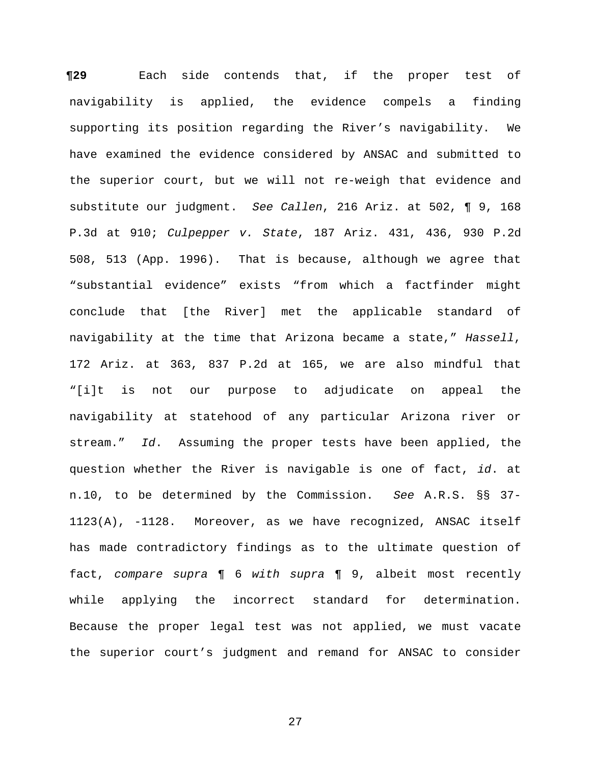**¶29** Each side contends that, if the proper test of navigability is applied, the evidence compels a finding supporting its position regarding the River's navigability. We have examined the evidence considered by ANSAC and submitted to the superior court, but we will not re-weigh that evidence and substitute our judgment. *See Callen*, 216 Ariz. at 502, ¶ 9, 168 P.3d at 910; *Culpepper v. State*, 187 Ariz. 431, 436, 930 P.2d 508, 513 (App. 1996). That is because, although we agree that "substantial evidence" exists "from which a factfinder might conclude that [the River] met the applicable standard of navigability at the time that Arizona became a state," *Hassell*, 172 Ariz. at 363, 837 P.2d at 165, we are also mindful that "[i]t is not our purpose to adjudicate on appeal the navigability at statehood of any particular Arizona river or stream." *Id*. Assuming the proper tests have been applied, the question whether the River is navigable is one of fact, *id*. at n.10, to be determined by the Commission. *See* A.R.S. §§ 37-1123(A), -1128. Moreover, as we have recognized, ANSAC itself has made contradictory findings as to the ultimate question of fact, *compare supra* ¶ 6 *with supra* ¶ 9, albeit most recently while applying the incorrect standard for determination. Because the proper legal test was not applied, we must vacate the superior court's judgment and remand for ANSAC to consider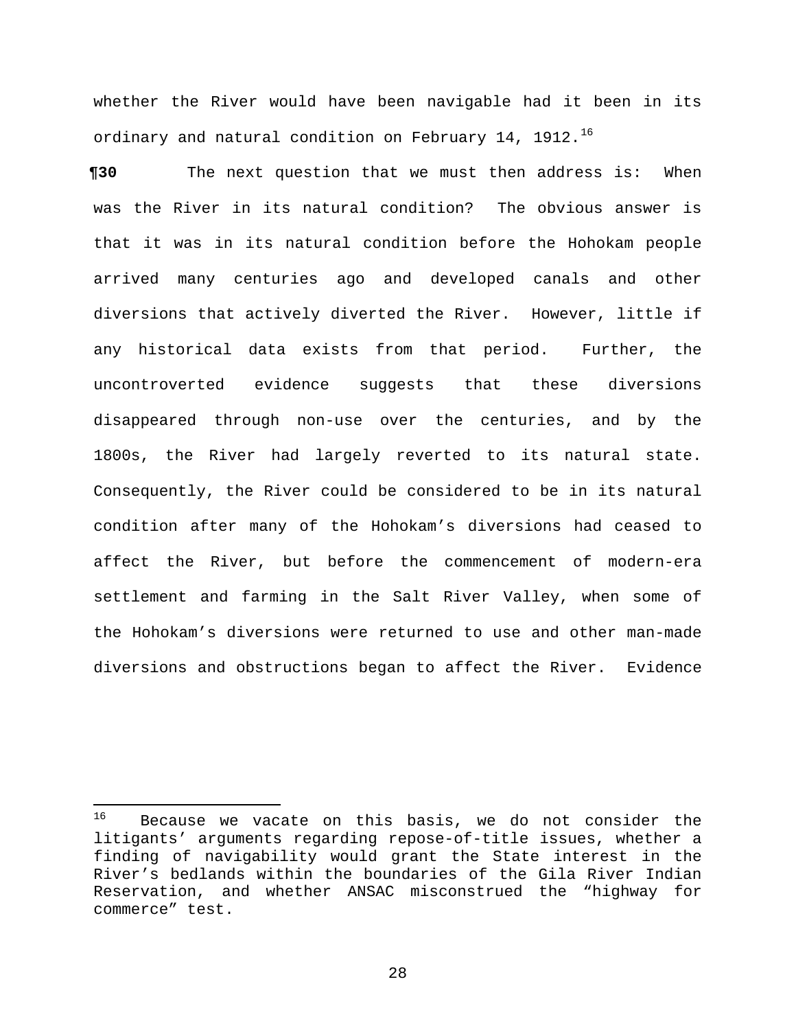whether the River would have been navigable had it been in its ordinary and natural condition on February 14, 1912.[16]

**¶30** The next question that we must then address is: When was the River in its natural condition? The obvious answer is that it was in its natural condition before the Hohokam people arrived many centuries ago and developed canals and other diversions that actively diverted the River. However, little if any historical data exists from that period. Further, the uncontroverted evidence suggests that these diversions disappeared through non-use over the centuries, and by the 1800s, the River had largely reverted to its natural state. Consequently, the River could be considered to be in its natural condition after many of the Hohokam's diversions had ceased to affect the River, but before the commencement of modern-era settlement and farming in the Salt River Valley, when some of the Hohokam's diversions were returned to use and other man-made diversions and obstructions began to affect the River. Evidence

---

[16] Because we vacate on this basis, we do not consider the litigants' arguments regarding repose-of-title issues, whether a finding of navigability would grant the State interest in the River's bedlands within the boundaries of the Gila River Indian Reservation, and whether ANSAC misconstrued the "highway for commerce" test.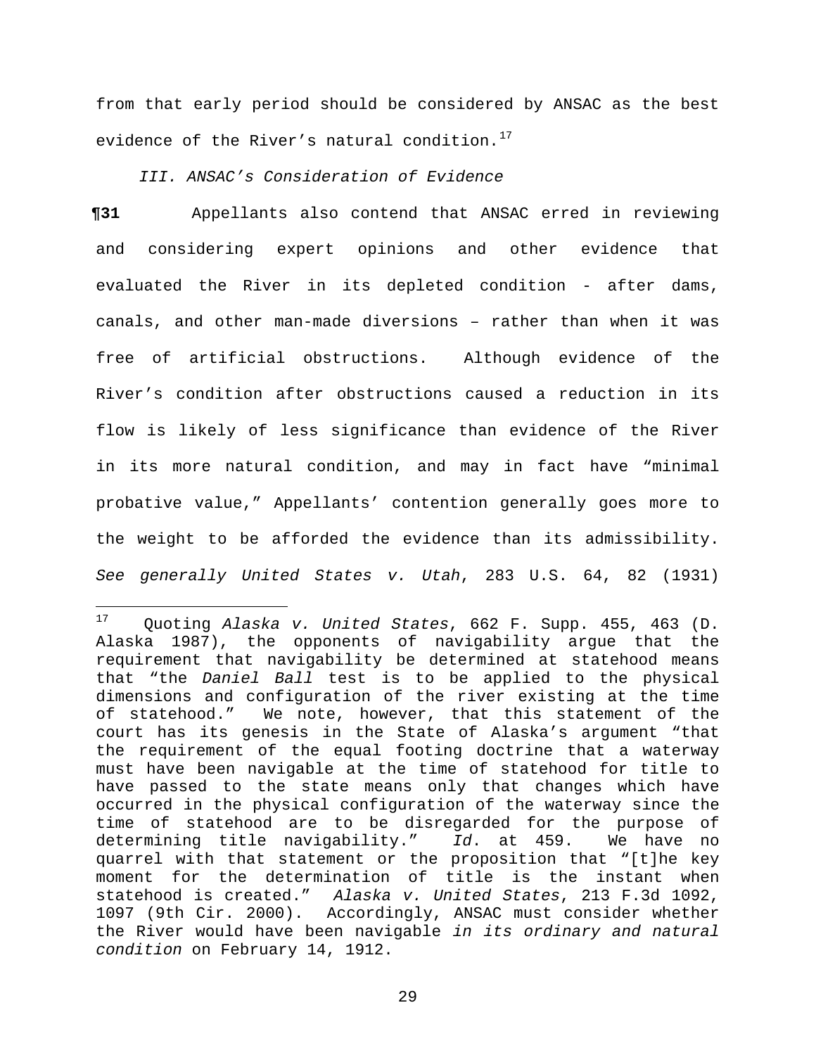from that early period should be considered by ANSAC as the best evidence of the River's natural condition.[17]

*III. ANSAC's Consideration of Evidence*

**¶31** Appellants also contend that ANSAC erred in reviewing and considering expert opinions and other evidence that evaluated the River in its depleted condition - after dams, canals, and other man-made diversions – rather than when it was free of artificial obstructions. Although evidence of the River's condition after obstructions caused a reduction in its flow is likely of less significance than evidence of the River in its more natural condition, and may in fact have "minimal probative value," Appellants' contention generally goes more to the weight to be afforded the evidence than its admissibility. *See generally United States v. Utah*, 283 U.S. 64, 82 (1931)

---

[17] Quoting *Alaska v. United States*, 662 F. Supp. 455, 463 (D. Alaska 1987), the opponents of navigability argue that the requirement that navigability be determined at statehood means that "the *Daniel Ball* test is to be applied to the physical dimensions and configuration of the river existing at the time of statehood." We note, however, that this statement of the court has its genesis in the State of Alaska's argument "that the requirement of the equal footing doctrine that a waterway must have been navigable at the time of statehood for title to have passed to the state means only that changes which have occurred in the physical configuration of the waterway since the time of statehood are to be disregarded for the purpose of determining title navigability." *Id*. at 459. We have no quarrel with that statement or the proposition that "[t]he key moment for the determination of title is the instant when statehood is created." *Alaska v. United States*, 213 F.3d 1092, 1097 (9th Cir. 2000). Accordingly, ANSAC must consider whether the River would have been navigable *in its ordinary and natural condition* on February 14, 1912.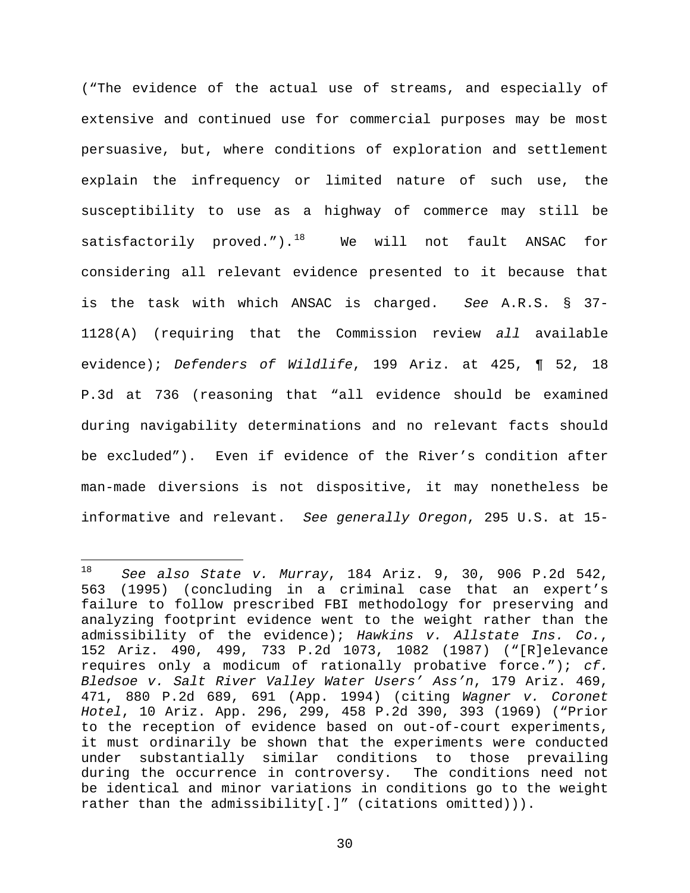("The evidence of the actual use of streams, and especially of extensive and continued use for commercial purposes may be most persuasive, but, where conditions of exploration and settlement explain the infrequency or limited nature of such use, the susceptibility to use as a highway of commerce may still be satisfactorily proved.").[18] We will not fault ANSAC for considering all relevant evidence presented to it because that is the task with which ANSAC is charged. *See* A.R.S. § 37-1128(A) (requiring that the Commission review *all* available evidence); *Defenders of Wildlife*, 199 Ariz. at 425, ¶ 52, 18 P.3d at 736 (reasoning that "all evidence should be examined during navigability determinations and no relevant facts should be excluded"). Even if evidence of the River's condition after man-made diversions is not dispositive, it may nonetheless be informative and relevant. *See generally Oregon*, 295 U.S. at 15-

---

[18] *See also State v. Murray*, 184 Ariz. 9, 30, 906 P.2d 542, 563 (1995) (concluding in a criminal case that an expert's failure to follow prescribed FBI methodology for preserving and analyzing footprint evidence went to the weight rather than the admissibility of the evidence); *Hawkins v. Allstate Ins. Co.*, 152 Ariz. 490, 499, 733 P.2d 1073, 1082 (1987) ("[R]elevance requires only a modicum of rationally probative force."); *cf. Bledsoe v. Salt River Valley Water Users' Ass'n*, 179 Ariz. 469, 471, 880 P.2d 689, 691 (App. 1994) (citing *Wagner v. Coronet Hotel*, 10 Ariz. App. 296, 299, 458 P.2d 390, 393 (1969) ("Prior to the reception of evidence based on out-of-court experiments, it must ordinarily be shown that the experiments were conducted under substantially similar conditions to those prevailing during the occurrence in controversy. The conditions need not be identical and minor variations in conditions go to the weight rather than the admissibility[.]" (citations omitted))).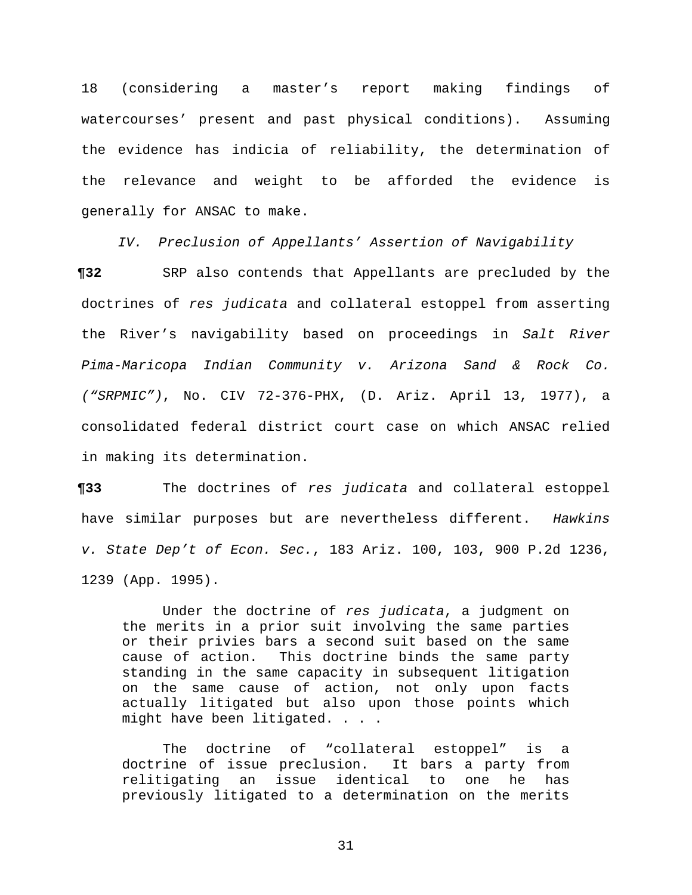18 (considering a master's report making findings of watercourses' present and past physical conditions). Assuming the evidence has indicia of reliability, the determination of the relevance and weight to be afforded the evidence is generally for ANSAC to make.

*IV. Preclusion of Appellants' Assertion of Navigability*

**¶32** SRP also contends that Appellants are precluded by the doctrines of *res judicata* and collateral estoppel from asserting the River's navigability based on proceedings in *Salt River Pima-Maricopa Indian Community v. Arizona Sand & Rock Co. ("SRPMIC")*, No. CIV 72-376-PHX, (D. Ariz. April 13, 1977), a consolidated federal district court case on which ANSAC relied in making its determination.

**¶33** The doctrines of *res judicata* and collateral estoppel have similar purposes but are nevertheless different. *Hawkins v. State Dep't of Econ. Sec.*, 183 Ariz. 100, 103, 900 P.2d 1236, 1239 (App. 1995).

> Under the doctrine of *res judicata*, a judgment on the merits in a prior suit involving the same parties or their privies bars a second suit based on the same cause of action. This doctrine binds the same party standing in the same capacity in subsequent litigation on the same cause of action, not only upon facts actually litigated but also upon those points which might have been litigated. . . .
>
> The doctrine of "collateral estoppel" is a doctrine of issue preclusion. It bars a party from relitigating an issue identical to one he has previously litigated to a determination on the merits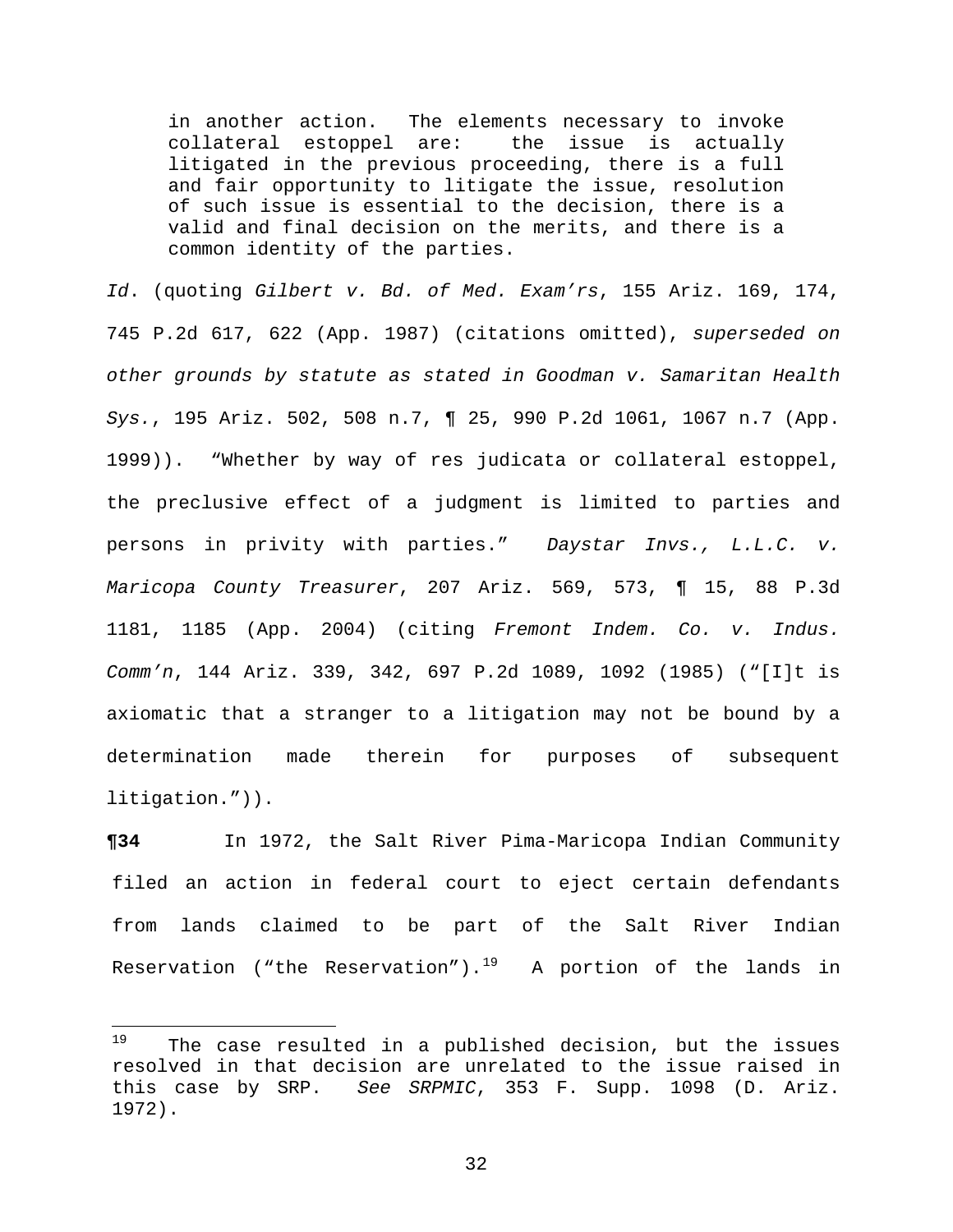> in another action. The elements necessary to invoke collateral estoppel are: the issue is actually litigated in the previous proceeding, there is a full and fair opportunity to litigate the issue, resolution of such issue is essential to the decision, there is a valid and final decision on the merits, and there is a common identity of the parties.

*Id*. (quoting *Gilbert v. Bd. of Med. Exam'rs*, 155 Ariz. 169, 174, 745 P.2d 617, 622 (App. 1987) (citations omitted), *superseded on other grounds by statute as stated in Goodman v. Samaritan Health Sys.*, 195 Ariz. 502, 508 n.7, ¶ 25, 990 P.2d 1061, 1067 n.7 (App. 1999)). "Whether by way of res judicata or collateral estoppel, the preclusive effect of a judgment is limited to parties and persons in privity with parties." *Daystar Invs., L.L.C. v. Maricopa County Treasurer*, 207 Ariz. 569, 573, ¶ 15, 88 P.3d 1181, 1185 (App. 2004) (citing *Fremont Indem. Co. v. Indus. Comm'n*, 144 Ariz. 339, 342, 697 P.2d 1089, 1092 (1985) ("[I]t is axiomatic that a stranger to a litigation may not be bound by a determination made therein for purposes of subsequent litigation.")).

**¶34** In 1972, the Salt River Pima-Maricopa Indian Community filed an action in federal court to eject certain defendants from lands claimed to be part of the Salt River Indian Reservation ("the Reservation").[19] A portion of the lands in

---

[19] The case resulted in a published decision, but the issues resolved in that decision are unrelated to the issue raised in this case by SRP. *See SRPMIC*, 353 F. Supp. 1098 (D. Ariz. 1972).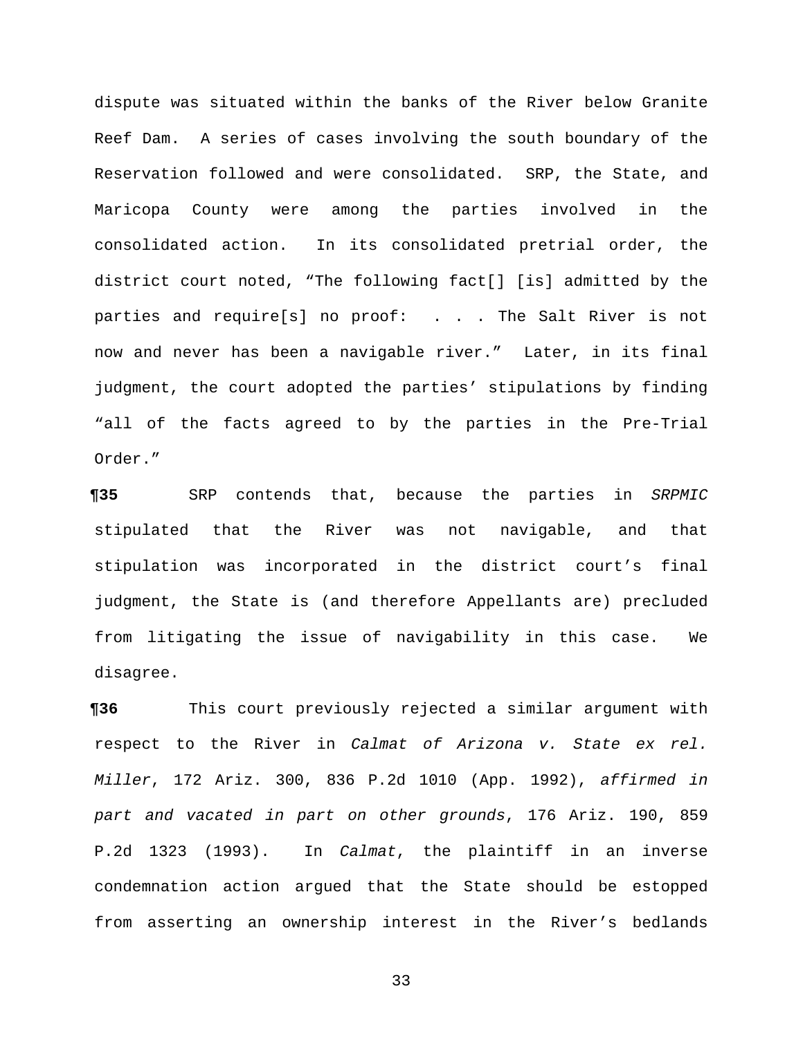dispute was situated within the banks of the River below Granite Reef Dam. A series of cases involving the south boundary of the Reservation followed and were consolidated. SRP, the State, and Maricopa County were among the parties involved in the consolidated action. In its consolidated pretrial order, the district court noted, "The following fact[] [is] admitted by the parties and require[s] no proof: . . . The Salt River is not now and never has been a navigable river." Later, in its final judgment, the court adopted the parties' stipulations by finding "all of the facts agreed to by the parties in the Pre-Trial Order."

**¶35** SRP contends that, because the parties in *SRPMIC* stipulated that the River was not navigable, and that stipulation was incorporated in the district court's final judgment, the State is (and therefore Appellants are) precluded from litigating the issue of navigability in this case. We disagree.

**¶36** This court previously rejected a similar argument with respect to the River in *Calmat of Arizona v. State ex rel. Miller*, 172 Ariz. 300, 836 P.2d 1010 (App. 1992), *affirmed in part and vacated in part on other grounds*, 176 Ariz. 190, 859 P.2d 1323 (1993). In *Calmat*, the plaintiff in an inverse condemnation action argued that the State should be estopped from asserting an ownership interest in the River's bedlands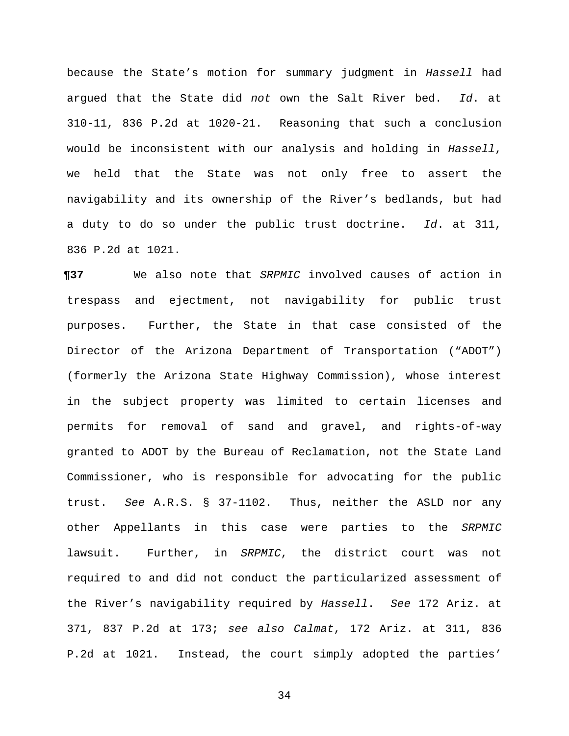because the State's motion for summary judgment in *Hassell* had argued that the State did *not* own the Salt River bed. *Id*. at 310-11, 836 P.2d at 1020-21. Reasoning that such a conclusion would be inconsistent with our analysis and holding in *Hassell*, we held that the State was not only free to assert the navigability and its ownership of the River's bedlands, but had a duty to do so under the public trust doctrine. *Id*. at 311, 836 P.2d at 1021.

**¶37** We also note that *SRPMIC* involved causes of action in trespass and ejectment, not navigability for public trust purposes. Further, the State in that case consisted of the Director of the Arizona Department of Transportation ("ADOT") (formerly the Arizona State Highway Commission), whose interest in the subject property was limited to certain licenses and permits for removal of sand and gravel, and rights-of-way granted to ADOT by the Bureau of Reclamation, not the State Land Commissioner, who is responsible for advocating for the public trust. *See* A.R.S. § 37-1102. Thus, neither the ASLD nor any other Appellants in this case were parties to the *SRPMIC* lawsuit. Further, in *SRPMIC*, the district court was not required to and did not conduct the particularized assessment of the River's navigability required by *Hassell*. *See* 172 Ariz. at 371, 837 P.2d at 173; *see also Calmat*, 172 Ariz. at 311, 836 P.2d at 1021. Instead, the court simply adopted the parties'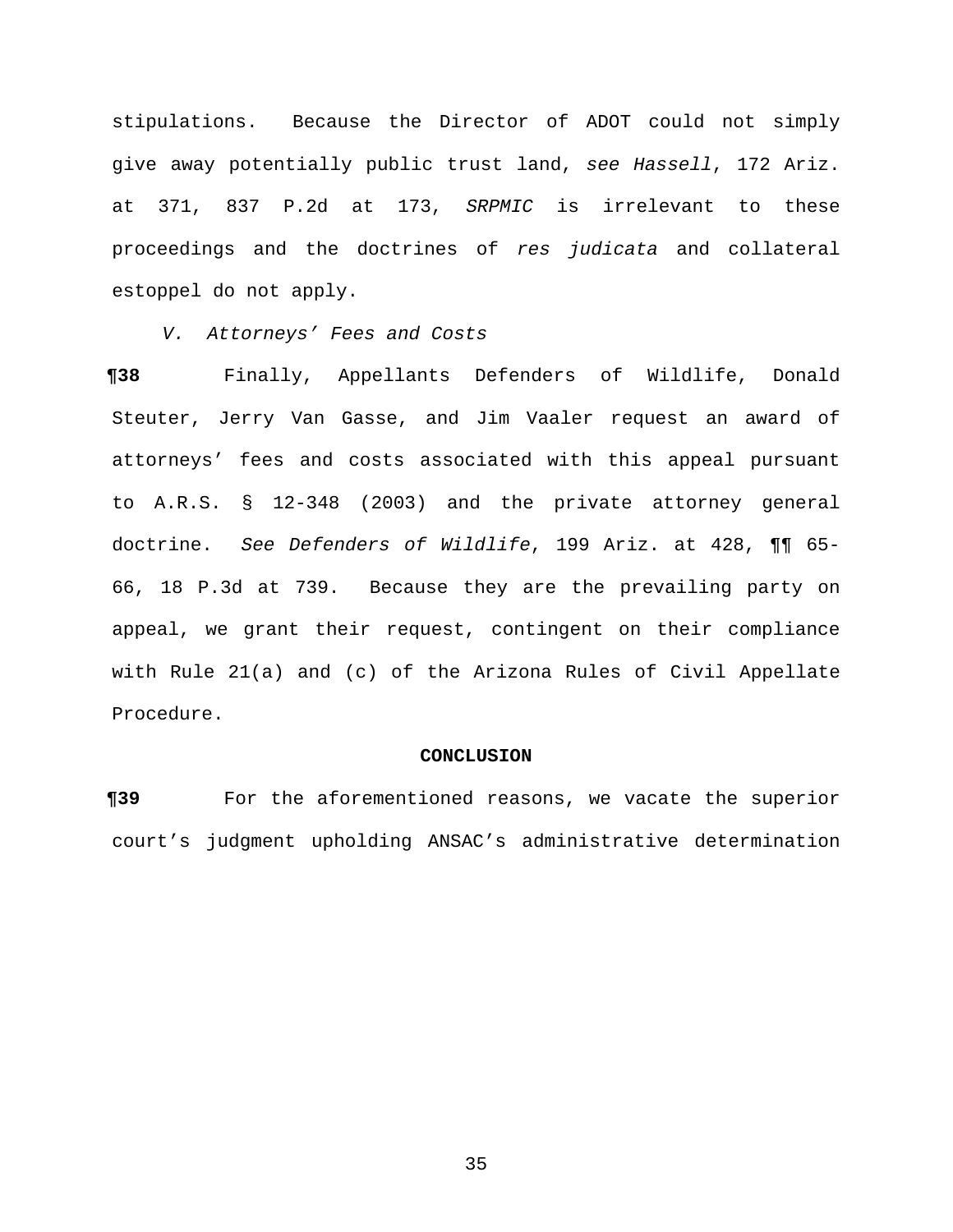stipulations. Because the Director of ADOT could not simply give away potentially public trust land, *see Hassell*, 172 Ariz. at 371, 837 P.2d at 173, *SRPMIC* is irrelevant to these proceedings and the doctrines of *res judicata* and collateral estoppel do not apply.

*V. Attorneys' Fees and Costs*

**¶38** Finally, Appellants Defenders of Wildlife, Donald Steuter, Jerry Van Gasse, and Jim Vaaler request an award of attorneys' fees and costs associated with this appeal pursuant to A.R.S. § 12-348 (2003) and the private attorney general doctrine. *See Defenders of Wildlife*, 199 Ariz. at 428, ¶¶ 65-66, 18 P.3d at 739. Because they are the prevailing party on appeal, we grant their request, contingent on their compliance with Rule 21(a) and (c) of the Arizona Rules of Civil Appellate Procedure.

**CONCLUSION**

**¶39** For the aforementioned reasons, we vacate the superior court's judgment upholding ANSAC's administrative determination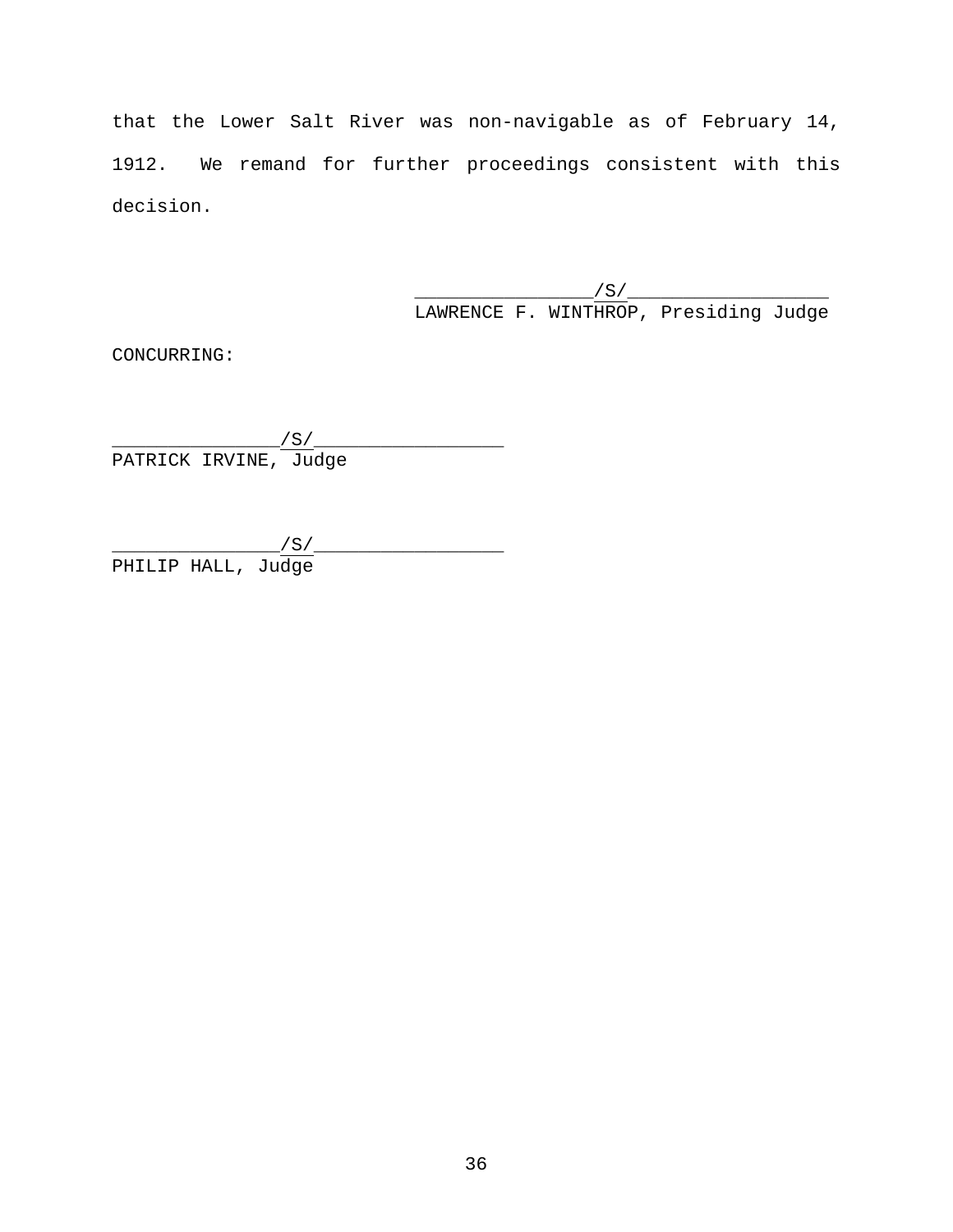that the Lower Salt River was non-navigable as of February 14, 1912. We remand for further proceedings consistent with this decision.

/S/
LAWRENCE F. WINTHROP, Presiding Judge

CONCURRING:

/S/
PATRICK IRVINE, Judge

/S/
PHILIP HALL, Judge